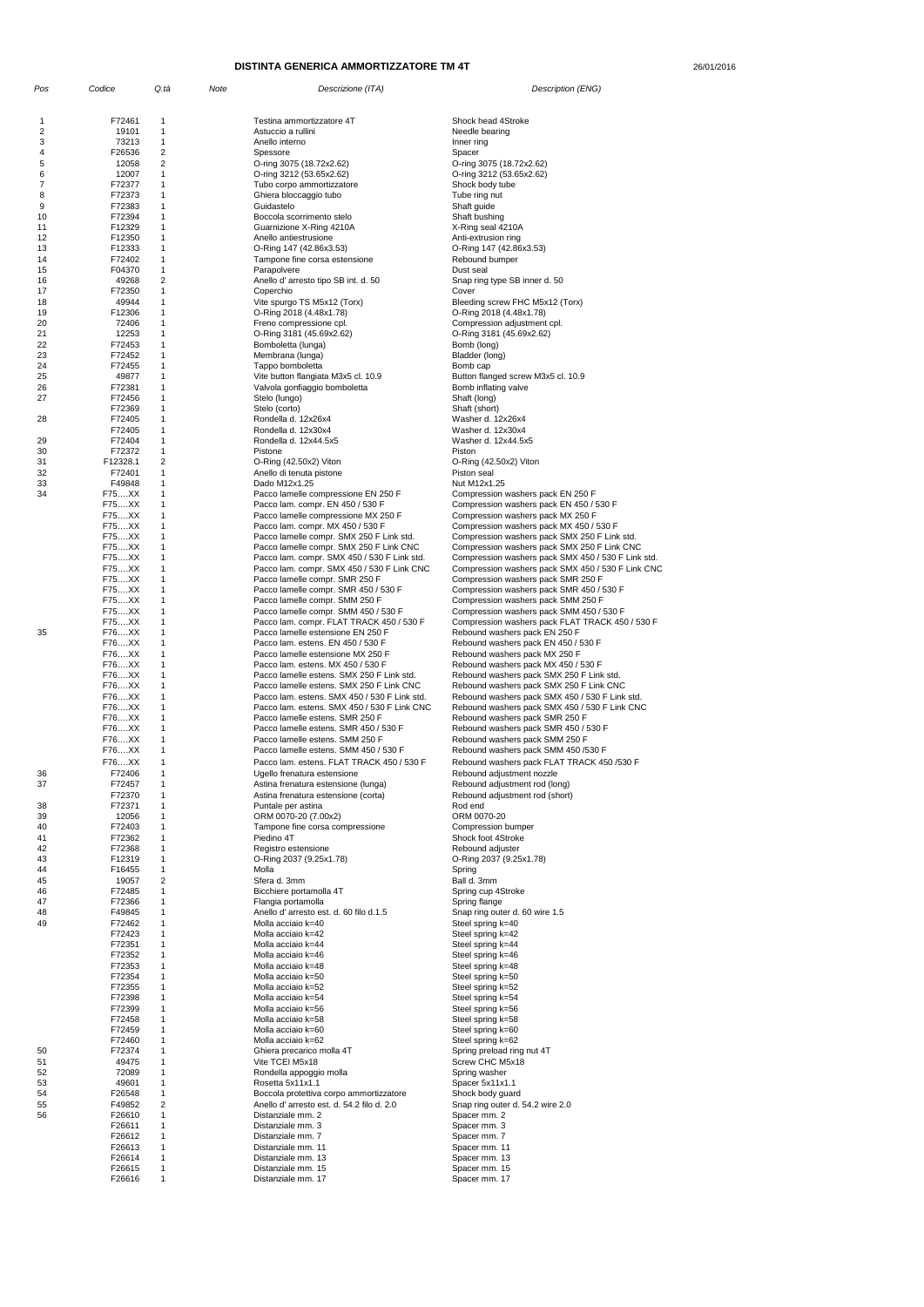# DISTINTA GENERICA AMMORTIZZATORE TM 4T

26/01/2016

| Pos | Codice | Q.tà | Note | Descrizione (ITA) | Description (ENG) |
|---|---|---|---|---|---|
| 1 | F72461 | 1 | | Testina ammortizzatore 4T | Shock head 4Stroke |
| 2 | 19101 | 1 | | Astuccio a rullini | Needle bearing |
| 3 | 73213 | 1 | | Anello interno | Inner ring |
| 4 | F26536 | 2 | | Spessore | Spacer |
| 5 | 12058 | 2 | | O-ring 3075 (18.72x2.62) | O-ring 3075 (18.72x2.62) |
| 6 | 12007 | 1 | | O-ring 3212 (53.65x2.62) | O-ring 3212 (53.65x2.62) |
| 7 | F72377 | 1 | | Tubo corpo ammortizzatore | Shock body tube |
| 8 | F72373 | 1 | | Ghiera bloccaggio tubo | Tube ring nut |
| 9 | F72383 | 1 | | Guidastelo | Shaft guide |
| 10 | F72394 | 1 | | Boccola scorrimento stelo | Shaft bushing |
| 11 | F12329 | 1 | | Guarnizione X-Ring 4210A | X-Ring seal 4210A |
| 12 | F12350 | 1 | | Anello antiestrusione | Anti-extrusion ring |
| 13 | F12333 | 1 | | O-Ring 147 (42.86x3.53) | O-Ring 147 (42.86x3.53) |
| 14 | F72402 | 1 | | Tampone fine corsa estensione | Rebound bumper |
| 15 | F04370 | 1 | | Parapolvere | Dust seal |
| 16 | 49268 | 2 | | Anello d' arresto tipo SB int. d. 50 | Snap ring type SB inner d. 50 |
| 17 | F72350 | 1 | | Coperchio | Cover |
| 18 | 49944 | 1 | | Vite spurgo TS M5x12 (Torx) | Bleeding screw FHC M5x12 (Torx) |
| 19 | F12306 | 1 | | O-Ring 2018 (4.48x1.78) | O-Ring 2018 (4.48x1.78) |
| 20 | 72406 | 1 | | Freno compressione cpl. | Compression adjustment cpl. |
| 21 | 12253 | 1 | | O-Ring 3181 (45.69x2.62) | O-Ring 3181 (45.69x2.62) |
| 22 | F72453 | 1 | | Bomboletta (lunga) | Bomb (long) |
| 23 | F72452 | 1 | | Membrana (lunga) | Bladder (long) |
| 24 | F72455 | 1 | | Tappo bomboletta | Bomb cap |
| 25 | 49877 | 1 | | Vite button flangiata M3x5 cl. 10.9 | Button flanged screw M3x5 cl. 10.9 |
| 26 | F72381 | 1 | | Valvola gonfiaggio bomboletta | Bomb inflating valve |
| 27 | F72456 | 1 | | Stelo (lungo) | Shaft (long) |
| | F72369 | 1 | | Stelo (corto) | Shaft (short) |
| 28 | F72405 | 1 | | Rondella d. 12x26x4 | Washer d. 12x26x4 |
| | F72405 | 1 | | Rondella d. 12x30x4 | Washer d. 12x30x4 |
| 29 | F72404 | 1 | | Rondella d. 12x44.5x5 | Washer d. 12x44.5x5 |
| 30 | F72372 | 1 | | Pistone | Piston |
| 31 | F12328.1 | 2 | | O-Ring (42.50x2) Viton | O-Ring (42.50x2) Viton |
| 32 | F72401 | 1 | | Anello di tenuta pistone | Piston seal |
| 33 | F49848 | 1 | | Dado M12x1.25 | Nut M12x1.25 |
| 34 | F75....XX | 1 | | Pacco lamelle compressione EN 250 F | Compression washers pack EN 250 F |
| | F75....XX | 1 | | Pacco lam. compr. EN 450 / 530 F | Compression washers pack EN 450 / 530 F |
| | F75....XX | 1 | | Pacco lamelle compressione MX 250 F | Compression washers pack MX 250 F |
| | F75....XX | 1 | | Pacco lam. compr. MX 450 / 530 F | Compression washers pack MX 450 / 530 F |
| | F75....XX | 1 | | Pacco lamelle compr. SMX 250 F Link std. | Compression washers pack SMX 250 F Link std. |
| | F75....XX | 1 | | Pacco lamelle compr. SMX 250 F Link CNC | Compression washers pack SMX 250 F Link CNC |
| | F75....XX | 1 | | Pacco lam. compr. SMX 450 / 530 F Link std. | Compression washers pack SMX 450 / 530 F Link std. |
| | F75....XX | 1 | | Pacco lam. compr. SMX 450 / 530 F Link CNC | Compression washers pack SMX 450 / 530 F Link CNC |
| | F75....XX | 1 | | Pacco lamelle compr. SMR 250 F | Compression washers pack SMR 250 F |
| | F75....XX | 1 | | Pacco lamelle compr. SMR 450 / 530 F | Compression washers pack SMR 450 / 530 F |
| | F75....XX | 1 | | Pacco lamelle compr. SMM 250 F | Compression washers pack SMM 250 F |
| | F75....XX | 1 | | Pacco lamelle compr. SMM 450 / 530 F | Compression washers pack SMM 450 / 530 F |
| | F75....XX | 1 | | Pacco lam. compr. FLAT TRACK 450 / 530 F | Compression washers pack FLAT TRACK 450 / 530 F |
| 35 | F76....XX | 1 | | Pacco lamelle estensione EN 250 F | Rebound washers pack EN 250 F |
| | F76....XX | 1 | | Pacco lam. estens. EN 450 / 530 F | Rebound washers pack EN 450 / 530 F |
| | F76....XX | 1 | | Pacco lamelle estensione MX 250 F | Rebound washers pack MX 250 F |
| | F76....XX | 1 | | Pacco lam. estens. MX 450 / 530 F | Rebound washers pack MX 450 / 530 F |
| | F76....XX | 1 | | Pacco lamelle estens. SMX 250 F Link std. | Rebound washers pack SMX 250 F Link std. |
| | F76....XX | 1 | | Pacco lamelle estens. SMX 250 F Link CNC | Rebound washers pack SMX 250 F Link CNC |
| | F76....XX | 1 | | Pacco lam. estens. SMX 450 / 530 F Link std. | Rebound washers pack SMX 450 / 530 F Link std. |
| | F76....XX | 1 | | Pacco lam. estens. SMX 450 / 530 F Link CNC | Rebound washers pack SMX 450 / 530 F Link CNC |
| | F76....XX | 1 | | Pacco lamelle estens. SMR 250 F | Rebound washers pack SMR 250 F |
| | F76....XX | 1 | | Pacco lamelle estens. SMR 450 / 530 F | Rebound washers pack SMR 450 / 530 F |
| | F76....XX | 1 | | Pacco lamelle estens. SMM 250 F | Rebound washers pack SMM 250 F |
| | F76....XX | 1 | | Pacco lamelle estens. SMM 450 / 530 F | Rebound washers pack SMM 450 /530 F |
| | F76....XX | 1 | | Pacco lam. estens. FLAT TRACK 450 / 530 F | Rebound washers pack FLAT TRACK 450 /530 F |
| 36 | F72406 | 1 | | Ugello frenatura estensione | Rebound adjustment nozzle |
| 37 | F72457 | 1 | | Astina frenatura estensione (lunga) | Rebound adjustment rod (long) |
| | F72370 | 1 | | Astina frenatura estensione (corta) | Rebound adjustment rod (short) |
| 38 | F72371 | 1 | | Puntale per astina | Rod end |
| 39 | 12056 | 1 | | ORM 0070-20 (7.00x2) | ORM 0070-20 |
| 40 | F72403 | 1 | | Tampone fine corsa compressione | Compression bumper |
| 41 | F72362 | 1 | | Piedino 4T | Shock foot 4Stroke |
| 42 | F72368 | 1 | | Registro estensione | Rebound adjuster |
| 43 | F12319 | 1 | | O-Ring 2037 (9.25x1.78) | O-Ring 2037 (9.25x1.78) |
| 44 | F16455 | 1 | | Molla | Spring |
| 45 | 19057 | 2 | | Sfera d. 3mm | Ball d. 3mm |
| 46 | F72485 | 1 | | Bicchiere portamolla 4T | Spring cup 4Stroke |
| 47 | F72366 | 1 | | Flangia portamolla | Spring flange |
| 48 | F49845 | 1 | | Anello d' arresto est. d. 60 filo d.1.5 | Snap ring outer d. 60 wire 1.5 |
| 49 | F72462 | 1 | | Molla acciaio k=40 | Steel spring k=40 |
| | F72423 | 1 | | Molla acciaio k=42 | Steel spring k=42 |
| | F72351 | 1 | | Molla acciaio k=44 | Steel spring k=44 |
| | F72352 | 1 | | Molla acciaio k=46 | Steel spring k=46 |
| | F72353 | 1 | | Molla acciaio k=48 | Steel spring k=48 |
| | F72354 | 1 | | Molla acciaio k=50 | Steel spring k=50 |
| | F72355 | 1 | | Molla acciaio k=52 | Steel spring k=52 |
| | F72398 | 1 | | Molla acciaio k=54 | Steel spring k=54 |
| | F72399 | 1 | | Molla acciaio k=56 | Steel spring k=56 |
| | F72458 | 1 | | Molla acciaio k=58 | Steel spring k=58 |
| | F72459 | 1 | | Molla acciaio k=60 | Steel spring k=60 |
| | F72460 | 1 | | Molla acciaio k=62 | Steel spring k=62 |
| 50 | F72374 | 1 | | Ghiera precarico molla 4T | Spring preload ring nut 4T |
| 51 | 49475 | 1 | | Vite TCEI M5x18 | Screw CHC M5x18 |
| 52 | 72089 | 1 | | Rondella appoggio molla | Spring washer |
| 53 | 49601 | 1 | | Rosetta 5x11x1.1 | Spacer 5x11x1.1 |
| 54 | F26548 | 1 | | Boccola protettiva corpo ammortizzatore | Shock body guard |
| 55 | F49852 | 2 | | Anello d' arresto est. d. 54.2 filo d. 2.0 | Snap ring outer d. 54.2 wire 2.0 |
| 56 | F26610 | 1 | | Distanziale mm. 2 | Spacer mm. 2 |
| | F26611 | 1 | | Distanziale mm. 3 | Spacer mm. 3 |
| | F26612 | 1 | | Distanziale mm. 7 | Spacer mm. 7 |
| | F26613 | 1 | | Distanziale mm. 11 | Spacer mm. 11 |
| | F26614 | 1 | | Distanziale mm. 13 | Spacer mm. 13 |
| | F26615 | 1 | | Distanziale mm. 15 | Spacer mm. 15 |
| | F26616 | 1 | | Distanziale mm. 17 | Spacer mm. 17 |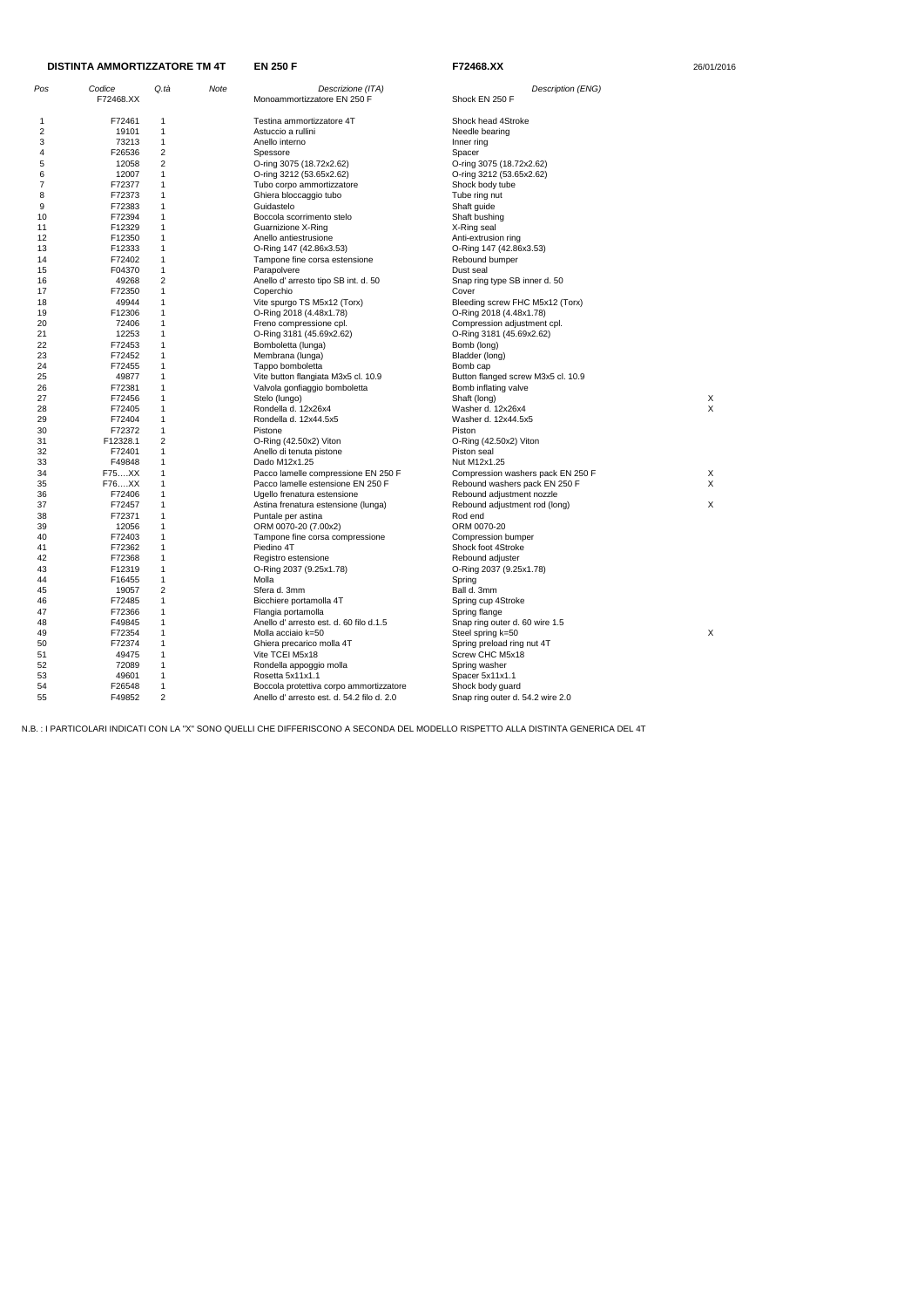**DISTINTA AMMORTIZZATORE TM 4T** **EN 250 F** **F72468.XX** 26/01/2016

| Pos | Codice | Q.tà | Note | Descrizione (ITA) | Description (ENG) | |
|---|---|---|---|---|---|---|
| | F72468.XX | | | Monoammortizzatore EN 250 F | Shock EN 250 F | |
| 1 | F72461 | 1 | | Testina ammortizzatore 4T | Shock head 4Stroke | |
| 2 | 19101 | 1 | | Astuccio a rullini | Needle bearing | |
| 3 | 73213 | 1 | | Anello interno | Inner ring | |
| 4 | F26536 | 2 | | Spessore | Spacer | |
| 5 | 12058 | 2 | | O-ring 3075 (18.72x2.62) | O-ring 3075 (18.72x2.62) | |
| 6 | 12007 | 1 | | O-ring 3212 (53.65x2.62) | O-ring 3212 (53.65x2.62) | |
| 7 | F72377 | 1 | | Tubo corpo ammortizzatore | Shock body tube | |
| 8 | F72373 | 1 | | Ghiera bloccaggio tubo | Tube ring nut | |
| 9 | F72383 | 1 | | Guidastelo | Shaft guide | |
| 10 | F72394 | 1 | | Boccola scorrimento stelo | Shaft bushing | |
| 11 | F12329 | 1 | | Guarnizione X-Ring | X-Ring seal | |
| 12 | F12350 | 1 | | Anello antiestrusione | Anti-extrusion ring | |
| 13 | F12333 | 1 | | O-Ring 147 (42.86x3.53) | O-Ring 147 (42.86x3.53) | |
| 14 | F72402 | 1 | | Tampone fine corsa estensione | Rebound bumper | |
| 15 | F04370 | 1 | | Parapolvere | Dust seal | |
| 16 | 49268 | 2 | | Anello d' arresto tipo SB int. d. 50 | Snap ring type SB inner d. 50 | |
| 17 | F72350 | 1 | | Coperchio | Cover | |
| 18 | 49944 | 1 | | Vite spurgo TS M5x12 (Torx) | Bleeding screw FHC M5x12 (Torx) | |
| 19 | F12306 | 1 | | O-Ring 2018 (4.48x1.78) | O-Ring 2018 (4.48x1.78) | |
| 20 | 72406 | 1 | | Freno compressione cpl. | Compression adjustment cpl. | |
| 21 | 12253 | 1 | | O-Ring 3181 (45.69x2.62) | O-Ring 3181 (45.69x2.62) | |
| 22 | F72453 | 1 | | Bomboletta (lunga) | Bomb (long) | |
| 23 | F72452 | 1 | | Membrana (lunga) | Bladder (long) | |
| 24 | F72455 | 1 | | Tappo bomboletta | Bomb cap | |
| 25 | 49877 | 1 | | Vite button flangiata M3x5 cl. 10.9 | Button flanged screw M3x5 cl. 10.9 | |
| 26 | F72381 | 1 | | Valvola gonfiaggio bomboletta | Bomb inflating valve | |
| 27 | F72456 | 1 | | Stelo (lungo) | Shaft (long) | X |
| 28 | F72405 | 1 | | Rondella d. 12x26x4 | Washer d. 12x26x4 | X |
| 29 | F72404 | 1 | | Rondella d. 12x44.5x5 | Washer d. 12x44.5x5 | |
| 30 | F72372 | 1 | | Pistone | Piston | |
| 31 | F12328.1 | 2 | | O-Ring (42.50x2) Viton | O-Ring (42.50x2) Viton | |
| 32 | F72401 | 1 | | Anello di tenuta pistone | Piston seal | |
| 33 | F49848 | 1 | | Dado M12x1.25 | Nut M12x1.25 | |
| 34 | F75….XX | 1 | | Pacco lamelle compressione EN 250 F | Compression washers pack EN 250 F | X |
| 35 | F76….XX | 1 | | Pacco lamelle estensione EN 250 F | Rebound washers pack EN 250 F | X |
| 36 | F72406 | 1 | | Ugello frenatura estensione | Rebound adjustment nozzle | |
| 37 | F72457 | 1 | | Astina frenatura estensione (lunga) | Rebound adjustment rod (long) | X |
| 38 | F72371 | 1 | | Puntale per astina | Rod end | |
| 39 | 12056 | 1 | | ORM 0070-20 (7.00x2) | ORM 0070-20 | |
| 40 | F72403 | 1 | | Tampone fine corsa compressione | Compression bumper | |
| 41 | F72362 | 1 | | Piedino 4T | Shock foot 4Stroke | |
| 42 | F72368 | 1 | | Registro estensione | Rebound adjuster | |
| 43 | F12319 | 1 | | O-Ring 2037 (9.25x1.78) | O-Ring 2037 (9.25x1.78) | |
| 44 | F16455 | 1 | | Molla | Spring | |
| 45 | 19057 | 2 | | Sfera d. 3mm | Ball d. 3mm | |
| 46 | F72485 | 1 | | Bicchiere portamolla 4T | Spring cup 4Stroke | |
| 47 | F72366 | 1 | | Flangia portamolla | Spring flange | |
| 48 | F49845 | 1 | | Anello d' arresto est. d. 60 filo d.1.5 | Snap ring outer d. 60 wire 1.5 | |
| 49 | F72354 | 1 | | Molla acciaio k=50 | Steel spring k=50 | X |
| 50 | F72374 | 1 | | Ghiera precarico molla 4T | Spring preload ring nut 4T | |
| 51 | 49475 | 1 | | Vite TCEI M5x18 | Screw CHC M5x18 | |
| 52 | 72089 | 1 | | Rondella appoggio molla | Spring washer | |
| 53 | 49601 | 1 | | Rosetta 5x11x1.1 | Spacer 5x11x1.1 | |
| 54 | F26548 | 1 | | Boccola protettiva corpo ammortizzatore | Shock body guard | |
| 55 | F49852 | 2 | | Anello d' arresto est. d. 54.2 filo d. 2.0 | Snap ring outer d. 54.2 wire 2.0 | |

N.B. : I PARTICOLARI INDICATI CON LA "X" SONO QUELLI CHE DIFFERISCONO A SECONDA DEL MODELLO RISPETTO ALLA DISTINTA GENERICA DEL 4T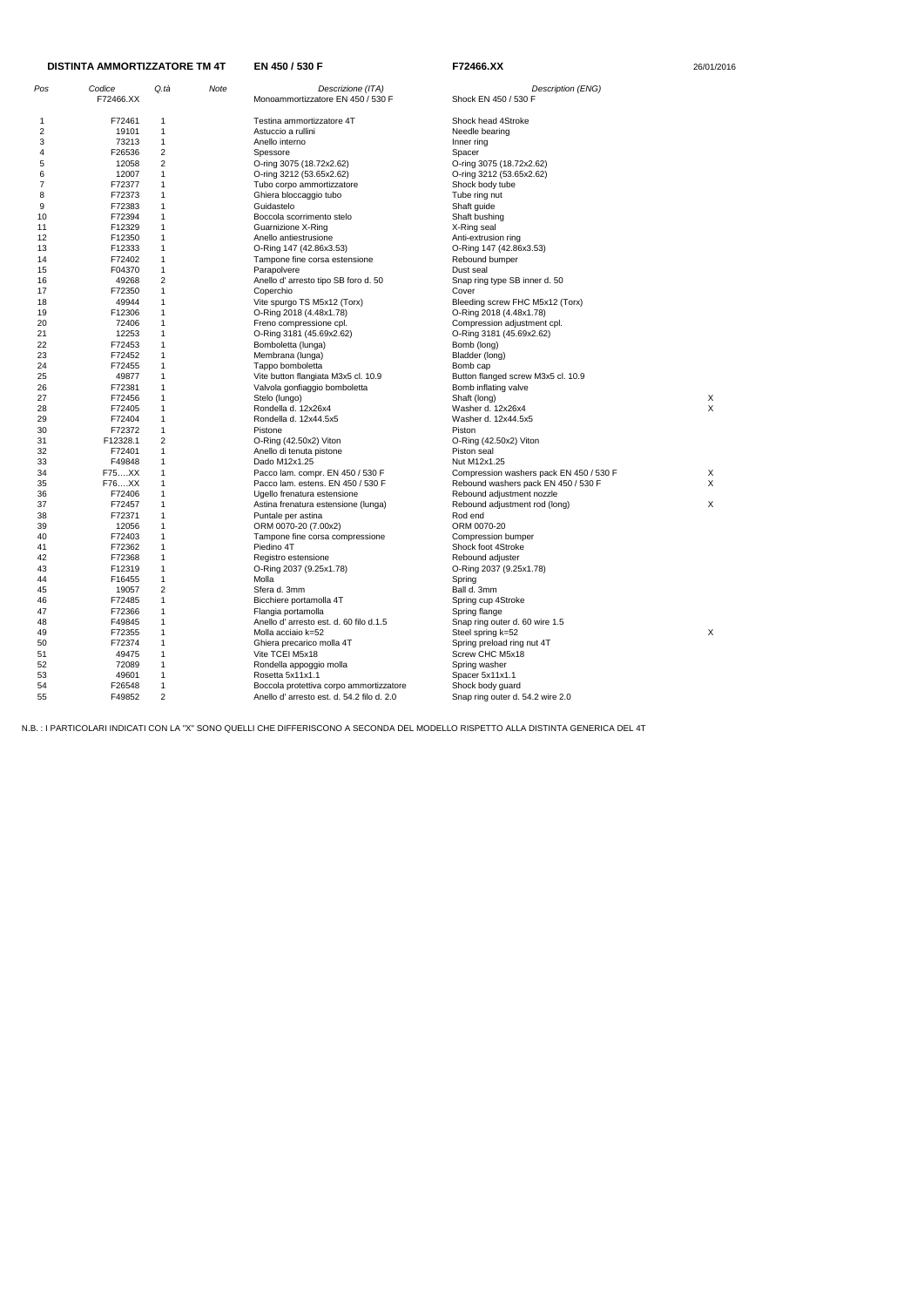**DISTINTA AMMORTIZZATORE TM 4T** **EN 450 / 530 F** **F72466.XX** 26/01/2016

| Pos | Codice | Q.tà | Note | Descrizione (ITA) | Description (ENG) | |
|---|---|---|---|---|---|---|
| | F72466.XX | | | Monoammortizzatore EN 450 / 530 F | Shock EN 450 / 530 F | |
| 1 | F72461 | 1 | | Testina ammortizzatore 4T | Shock head 4Stroke | |
| 2 | 19101 | 1 | | Astuccio a rullini | Needle bearing | |
| 3 | 73213 | 1 | | Anello interno | Inner ring | |
| 4 | F26536 | 2 | | Spessore | Spacer | |
| 5 | 12058 | 2 | | O-ring 3075 (18.72x2.62) | O-ring 3075 (18.72x2.62) | |
| 6 | 12007 | 1 | | O-ring 3212 (53.65x2.62) | O-ring 3212 (53.65x2.62) | |
| 7 | F72377 | 1 | | Tubo corpo ammortizzatore | Shock body tube | |
| 8 | F72373 | 1 | | Ghiera bloccaggio tubo | Tube ring nut | |
| 9 | F72383 | 1 | | Guidastelo | Shaft guide | |
| 10 | F72394 | 1 | | Boccola scorrimento stelo | Shaft bushing | |
| 11 | F12329 | 1 | | Guarnizione X-Ring | X-Ring seal | |
| 12 | F12350 | 1 | | Anello antiestrusione | Anti-extrusion ring | |
| 13 | F12333 | 1 | | O-Ring 147 (42.86x3.53) | O-Ring 147 (42.86x3.53) | |
| 14 | F72402 | 1 | | Tampone fine corsa estensione | Rebound bumper | |
| 15 | F04370 | 1 | | Parapolvere | Dust seal | |
| 16 | 49268 | 2 | | Anello d' arresto tipo SB foro d. 50 | Snap ring type SB inner d. 50 | |
| 17 | F72350 | 1 | | Coperchio | Cover | |
| 18 | 49944 | 1 | | Vite spurgo TS M5x12 (Torx) | Bleeding screw FHC M5x12 (Torx) | |
| 19 | F12306 | 1 | | O-Ring 2018 (4.48x1.78) | O-Ring 2018 (4.48x1.78) | |
| 20 | 72406 | 1 | | Freno compressione cpl. | Compression adjustment cpl. | |
| 21 | 12253 | 1 | | O-Ring 3181 (45.69x2.62) | O-Ring 3181 (45.69x2.62) | |
| 22 | F72453 | 1 | | Bomboletta (lunga) | Bomb (long) | |
| 23 | F72452 | 1 | | Membrana (lunga) | Bladder (long) | |
| 24 | F72455 | 1 | | Tappo bomboletta | Bomb cap | |
| 25 | 49877 | 1 | | Vite button flangiata M3x5 cl. 10.9 | Button flanged screw M3x5 cl. 10.9 | |
| 26 | F72381 | 1 | | Valvola gonfiaggio bomboletta | Bomb inflating valve | |
| 27 | F72456 | 1 | | Stelo (lungo) | Shaft (long) | X |
| 28 | F72405 | 1 | | Rondella d. 12x26x4 | Washer d. 12x26x4 | X |
| 29 | F72404 | 1 | | Rondella d. 12x44.5x5 | Washer d. 12x44.5x5 | |
| 30 | F72372 | 1 | | Pistone | Piston | |
| 31 | F12328.1 | 2 | | O-Ring (42.50x2) Viton | O-Ring (42.50x2) Viton | |
| 32 | F72401 | 1 | | Anello di tenuta pistone | Piston seal | |
| 33 | F49848 | 1 | | Dado M12x1.25 | Nut M12x1.25 | |
| 34 | F75….XX | 1 | | Pacco lam. compr. EN 450 / 530 F | Compression washers pack EN 450 / 530 F | X |
| 35 | F76….XX | 1 | | Pacco lam. estens. EN 450 / 530 F | Rebound washers pack EN 450 / 530 F | X |
| 36 | F72406 | 1 | | Ugello frenatura estensione | Rebound adjustment nozzle | |
| 37 | F72457 | 1 | | Astina frenatura estensione (lunga) | Rebound adjustment rod (long) | X |
| 38 | F72371 | 1 | | Puntale per astina | Rod end | |
| 39 | 12056 | 1 | | ORM 0070-20 (7.00x2) | ORM 0070-20 | |
| 40 | F72403 | 1 | | Tampone fine corsa compressione | Compression bumper | |
| 41 | F72362 | 1 | | Piedino 4T | Shock foot 4Stroke | |
| 42 | F72368 | 1 | | Registro estensione | Rebound adjuster | |
| 43 | F12319 | 1 | | O-Ring 2037 (9.25x1.78) | O-Ring 2037 (9.25x1.78) | |
| 44 | F16455 | 1 | | Molla | Spring | |
| 45 | 19057 | 2 | | Sfera d. 3mm | Ball d. 3mm | |
| 46 | F72485 | 1 | | Bicchiere portamolla 4T | Spring cup 4Stroke | |
| 47 | F72366 | 1 | | Flangia portamolla | Spring flange | |
| 48 | F49845 | 1 | | Anello d' arresto est. d. 60 filo d.1.5 | Snap ring outer d. 60 wire 1.5 | |
| 49 | F72355 | 1 | | Molla acciaio k=52 | Steel spring k=52 | X |
| 50 | F72374 | 1 | | Ghiera precarico molla 4T | Spring preload ring nut 4T | |
| 51 | 49475 | 1 | | Vite TCEI M5x18 | Screw CHC M5x18 | |
| 52 | 72089 | 1 | | Rondella appoggio molla | Spring washer | |
| 53 | 49601 | 1 | | Rosetta 5x11x1.1 | Spacer 5x11x1.1 | |
| 54 | F26548 | 1 | | Boccola protettiva corpo ammortizzatore | Shock body guard | |
| 55 | F49852 | 2 | | Anello d' arresto est. d. 54.2 filo d. 2.0 | Snap ring outer d. 54.2 wire 2.0 | |

N.B. : I PARTICOLARI INDICATI CON LA "X" SONO QUELLI CHE DIFFERISCONO A SECONDA DEL MODELLO RISPETTO ALLA DISTINTA GENERICA DEL 4T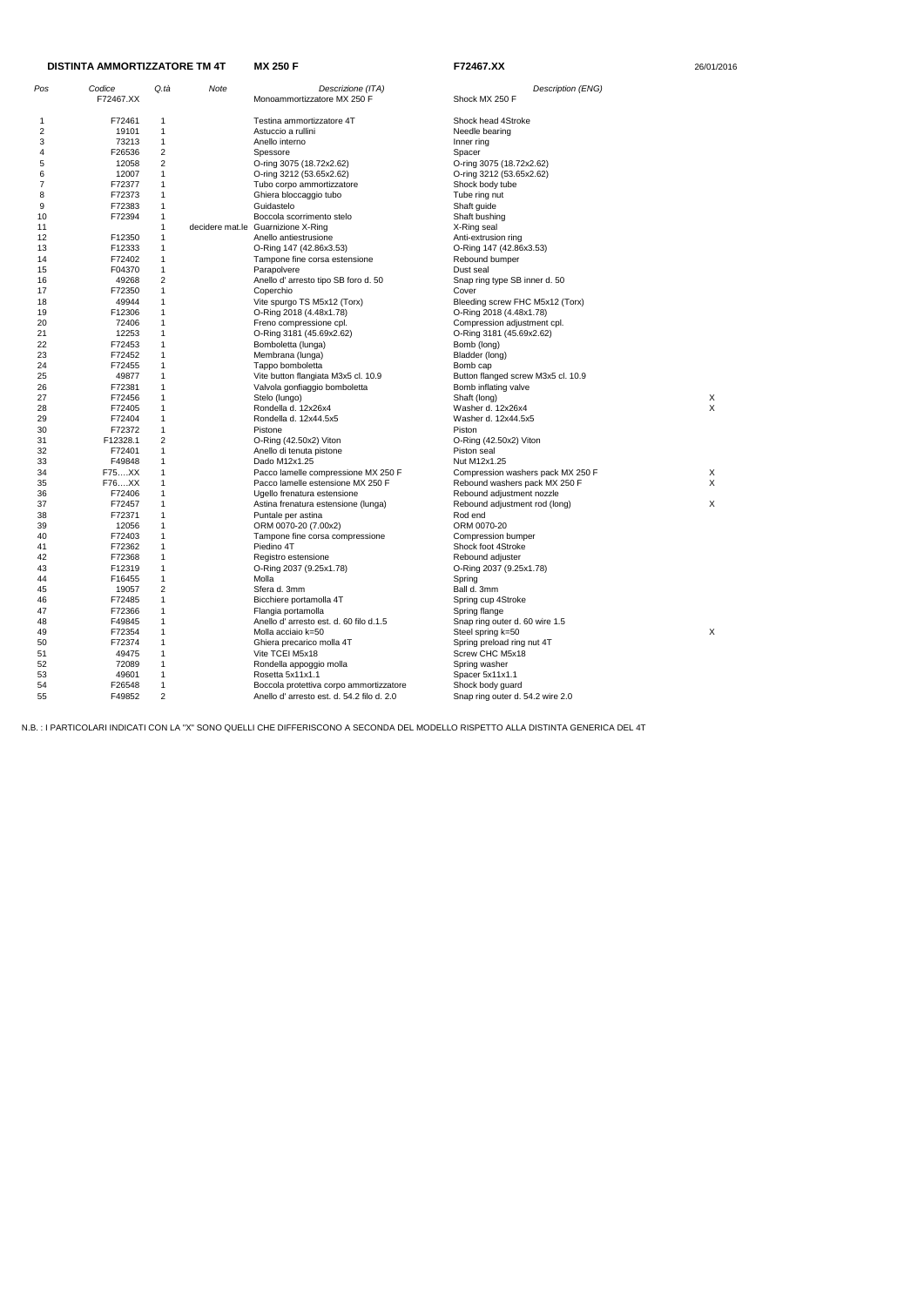**DISTINTA AMMORTIZZATORE TM 4T** **MX 250 F** **F72467.XX** 26/01/2016

| Pos | Codice | Q.tà | Note | Descrizione (ITA) | Description (ENG) | |
|---|---|---|---|---|---|---|
| | F72467.XX | | | Monoammortizzatore MX 250 F | Shock MX 250 F | |
| 1 | F72461 | 1 | | Testina ammortizzatore 4T | Shock head 4Stroke | |
| 2 | 19101 | 1 | | Astuccio a rullini | Needle bearing | |
| 3 | 73213 | 1 | | Anello interno | Inner ring | |
| 4 | F26536 | 2 | | Spessore | Spacer | |
| 5 | 12058 | 2 | | O-ring 3075 (18.72x2.62) | O-ring 3075 (18.72x2.62) | |
| 6 | 12007 | 1 | | O-ring 3212 (53.65x2.62) | O-ring 3212 (53.65x2.62) | |
| 7 | F72377 | 1 | | Tubo corpo ammortizzatore | Shock body tube | |
| 8 | F72373 | 1 | | Ghiera bloccaggio tubo | Tube ring nut | |
| 9 | F72383 | 1 | | Guidastelo | Shaft guide | |
| 10 | F72394 | 1 | | Boccola scorrimento stelo | Shaft bushing | |
| 11 | | 1 | decidere mat.le | Guarnizione X-Ring | X-Ring seal | |
| 12 | F12350 | 1 | | Anello antiestrusione | Anti-extrusion ring | |
| 13 | F12333 | 1 | | O-Ring 147 (42.86x3.53) | O-Ring 147 (42.86x3.53) | |
| 14 | F72402 | 1 | | Tampone fine corsa estensione | Rebound bumper | |
| 15 | F04370 | 1 | | Parapolvere | Dust seal | |
| 16 | 49268 | 2 | | Anello d' arresto tipo SB foro d. 50 | Snap ring type SB inner d. 50 | |
| 17 | F72350 | 1 | | Coperchio | Cover | |
| 18 | 49944 | 1 | | Vite spurgo TS M5x12 (Torx) | Bleeding screw FHC M5x12 (Torx) | |
| 19 | F12306 | 1 | | O-Ring 2018 (4.48x1.78) | O-Ring 2018 (4.48x1.78) | |
| 20 | 72406 | 1 | | Freno compressione cpl. | Compression adjustment cpl. | |
| 21 | 12253 | 1 | | O-Ring 3181 (45.69x2.62) | O-Ring 3181 (45.69x2.62) | |
| 22 | F72453 | 1 | | Bomboletta (lunga) | Bomb (long) | |
| 23 | F72452 | 1 | | Membrana (lunga) | Bladder (long) | |
| 24 | F72455 | 1 | | Tappo bomboletta | Bomb cap | |
| 25 | 49877 | 1 | | Vite button flangiata M3x5 cl. 10.9 | Button flanged screw M3x5 cl. 10.9 | |
| 26 | F72381 | 1 | | Valvola gonfiaggio bomboletta | Bomb inflating valve | |
| 27 | F72456 | 1 | | Stelo (lungo) | Shaft (long) | X |
| 28 | F72405 | 1 | | Rondella d. 12x26x4 | Washer d. 12x26x4 | X |
| 29 | F72404 | 1 | | Rondella d. 12x44.5x5 | Washer d. 12x44.5x5 | |
| 30 | F72372 | 1 | | Pistone | Piston | |
| 31 | F12328.1 | 2 | | O-Ring (42.50x2) Viton | O-Ring (42.50x2) Viton | |
| 32 | F72401 | 1 | | Anello di tenuta pistone | Piston seal | |
| 33 | F49848 | 1 | | Dado M12x1.25 | Nut M12x1.25 | |
| 34 | F75....XX | 1 | | Pacco lamelle compressione MX 250 F | Compression washers pack MX 250 F | X |
| 35 | F76....XX | 1 | | Pacco lamelle estensione MX 250 F | Rebound washers pack MX 250 F | X |
| 36 | F72406 | 1 | | Ugello frenatura estensione | Rebound adjustment nozzle | |
| 37 | F72457 | 1 | | Astina frenatura estensione (lunga) | Rebound adjustment rod (long) | X |
| 38 | F72371 | 1 | | Puntale per astina | Rod end | |
| 39 | 12056 | 1 | | ORM 0070-20 (7.00x2) | ORM 0070-20 | |
| 40 | F72403 | 1 | | Tampone fine corsa compressione | Compression bumper | |
| 41 | F72362 | 1 | | Piedino 4T | Shock foot 4Stroke | |
| 42 | F72368 | 1 | | Registro estensione | Rebound adjuster | |
| 43 | F12319 | 1 | | O-Ring 2037 (9.25x1.78) | O-Ring 2037 (9.25x1.78) | |
| 44 | F16455 | 1 | | Molla | Spring | |
| 45 | 19057 | 2 | | Sfera d. 3mm | Ball d. 3mm | |
| 46 | F72485 | 1 | | Bicchiere portamolla 4T | Spring cup 4Stroke | |
| 47 | F72366 | 1 | | Flangia portamolla | Spring flange | |
| 48 | F49845 | 1 | | Anello d' arresto est. d. 60 filo d.1.5 | Snap ring outer d. 60 wire 1.5 | |
| 49 | F72354 | 1 | | Molla acciaio k=50 | Steel spring k=50 | X |
| 50 | F72374 | 1 | | Ghiera precarico molla 4T | Spring preload ring nut 4T | |
| 51 | 49475 | 1 | | Vite TCEI M5x18 | Screw CHC M5x18 | |
| 52 | 72089 | 1 | | Rondella appoggio molla | Spring washer | |
| 53 | 49601 | 1 | | Rosetta 5x11x1.1 | Spacer 5x11x1.1 | |
| 54 | F26548 | 1 | | Boccola protettiva corpo ammortizzatore | Shock body guard | |
| 55 | F49852 | 2 | | Anello d' arresto est. d. 54.2 filo d. 2.0 | Snap ring outer d. 54.2 wire 2.0 | |

N.B. : I PARTICOLARI INDICATI CON LA "X" SONO QUELLI CHE DIFFERISCONO A SECONDA DEL MODELLO RISPETTO ALLA DISTINTA GENERICA DEL 4T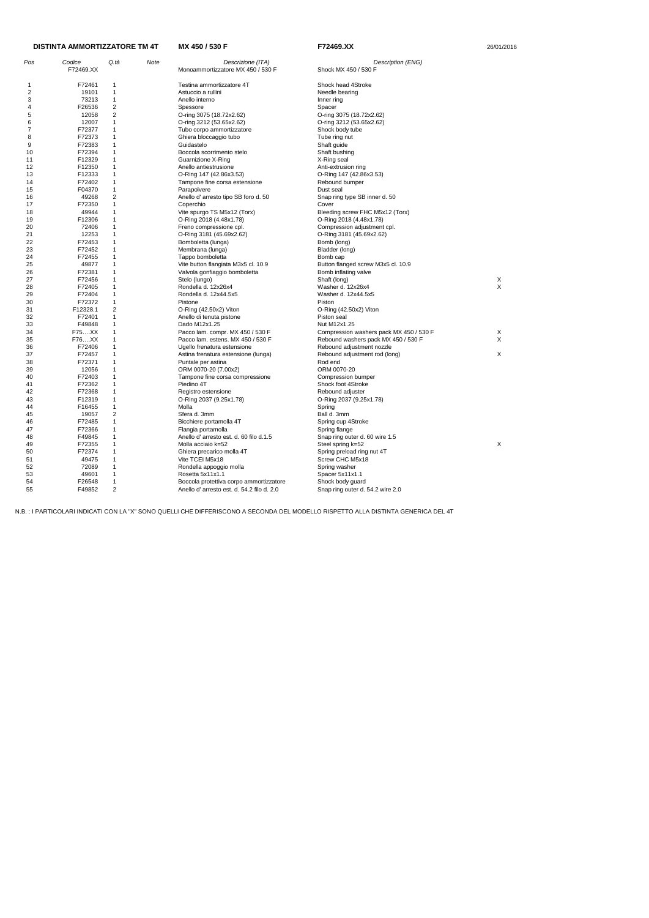**DISTINTA AMMORTIZZATORE TM 4T** **MX 450 / 530 F** **F72469.XX** 26/01/2016

| Pos | Codice | Q.tà | Note | Descrizione (ITA) | Description (ENG) | |
|---|---|---|---|---|---|---|
| | F72469.XX | | | Monoammortizzatore MX 450 / 530 F | Shock MX 450 / 530 F | |
| 1 | F72461 | 1 | | Testina ammortizzatore 4T | Shock head 4Stroke | |
| 2 | 19101 | 1 | | Astuccio a rullini | Needle bearing | |
| 3 | 73213 | 1 | | Anello interno | Inner ring | |
| 4 | F26536 | 2 | | Spessore | Spacer | |
| 5 | 12058 | 2 | | O-ring 3075 (18.72x2.62) | O-ring 3075 (18.72x2.62) | |
| 6 | 12007 | 1 | | O-ring 3212 (53.65x2.62) | O-ring 3212 (53.65x2.62) | |
| 7 | F72377 | 1 | | Tubo corpo ammortizzatore | Shock body tube | |
| 8 | F72373 | 1 | | Ghiera bloccaggio tubo | Tube ring nut | |
| 9 | F72383 | 1 | | Guidastelo | Shaft guide | |
| 10 | F72394 | 1 | | Boccola scorrimento stelo | Shaft bushing | |
| 11 | F12329 | 1 | | Guarnizione X-Ring | X-Ring seal | |
| 12 | F12350 | 1 | | Anello antiestrusione | Anti-extrusion ring | |
| 13 | F12333 | 1 | | O-Ring 147 (42.86x3.53) | O-Ring 147 (42.86x3.53) | |
| 14 | F72402 | 1 | | Tampone fine corsa estensione | Rebound bumper | |
| 15 | F04370 | 1 | | Parapolvere | Dust seal | |
| 16 | 49268 | 2 | | Anello d' arresto tipo SB foro d. 50 | Snap ring type SB inner d. 50 | |
| 17 | F72350 | 1 | | Coperchio | Cover | |
| 18 | 49944 | 1 | | Vite spurgo TS M5x12 (Torx) | Bleeding screw FHC M5x12 (Torx) | |
| 19 | F12306 | 1 | | O-Ring 2018 (4.48x1.78) | O-Ring 2018 (4.48x1.78) | |
| 20 | 72406 | 1 | | Freno compressione cpl. | Compression adjustment cpl. | |
| 21 | 12253 | 1 | | O-Ring 3181 (45.69x2.62) | O-Ring 3181 (45.69x2.62) | |
| 22 | F72453 | 1 | | Bomboletta (lunga) | Bomb (long) | |
| 23 | F72452 | 1 | | Membrana (lunga) | Bladder (long) | |
| 24 | F72455 | 1 | | Tappo bomboletta | Bomb cap | |
| 25 | 49877 | 1 | | Vite button flangiata M3x5 cl. 10.9 | Button flanged screw M3x5 cl. 10.9 | |
| 26 | F72381 | 1 | | Valvola gonfiaggio bomboletta | Bomb inflating valve | |
| 27 | F72456 | 1 | | Stelo (lungo) | Shaft (long) | X |
| 28 | F72405 | 1 | | Rondella d. 12x26x4 | Washer d. 12x26x4 | X |
| 29 | F72404 | 1 | | Rondella d. 12x44.5x5 | Washer d. 12x44.5x5 | |
| 30 | F72372 | 1 | | Pistone | Piston | |
| 31 | F12328.1 | 2 | | O-Ring (42.50x2) Viton | O-Ring (42.50x2) Viton | |
| 32 | F72401 | 1 | | Anello di tenuta pistone | Piston seal | |
| 33 | F49848 | 1 | | Dado M12x1.25 | Nut M12x1.25 | |
| 34 | F75….XX | 1 | | Pacco lam. compr. MX 450 / 530 F | Compression washers pack MX 450 / 530 F | X |
| 35 | F76….XX | 1 | | Pacco lam. estens. MX 450 / 530 F | Rebound washers pack MX 450 / 530 F | X |
| 36 | F72406 | 1 | | Ugello frenatura estensione | Rebound adjustment nozzle | |
| 37 | F72457 | 1 | | Astina frenatura estensione (lunga) | Rebound adjustment rod (long) | X |
| 38 | F72371 | 1 | | Puntale per astina | Rod end | |
| 39 | 12056 | 1 | | ORM 0070-20 (7.00x2) | ORM 0070-20 | |
| 40 | F72403 | 1 | | Tampone fine corsa compressione | Compression bumper | |
| 41 | F72362 | 1 | | Piedino 4T | Shock foot 4Stroke | |
| 42 | F72368 | 1 | | Registro estensione | Rebound adjuster | |
| 43 | F12319 | 1 | | O-Ring 2037 (9.25x1.78) | O-Ring 2037 (9.25x1.78) | |
| 44 | F16455 | 1 | | Molla | Spring | |
| 45 | 19057 | 2 | | Sfera d. 3mm | Ball d. 3mm | |
| 46 | F72485 | 1 | | Bicchiere portamolla 4T | Spring cup 4Stroke | |
| 47 | F72366 | 1 | | Flangia portamolla | Spring flange | |
| 48 | F49845 | 1 | | Anello d' arresto est. d. 60 filo d.1.5 | Snap ring outer d. 60 wire 1.5 | |
| 49 | F72355 | 1 | | Molla acciaio k=52 | Steel spring k=52 | X |
| 50 | F72374 | 1 | | Ghiera precarico molla 4T | Spring preload ring nut 4T | |
| 51 | 49475 | 1 | | Vite TCEI M5x18 | Screw CHC M5x18 | |
| 52 | 72089 | 1 | | Rondella appoggio molla | Spring washer | |
| 53 | 49601 | 1 | | Rosetta 5x11x1.1 | Spacer 5x11x1.1 | |
| 54 | F26548 | 1 | | Boccola protettiva corpo ammortizzatore | Shock body guard | |
| 55 | F49852 | 2 | | Anello d' arresto est. d. 54.2 filo d. 2.0 | Snap ring outer d. 54.2 wire 2.0 | |

N.B. : I PARTICOLARI INDICATI CON LA "X" SONO QUELLI CHE DIFFERISCONO A SECONDA DEL MODELLO RISPETTO ALLA DISTINTA GENERICA DEL 4T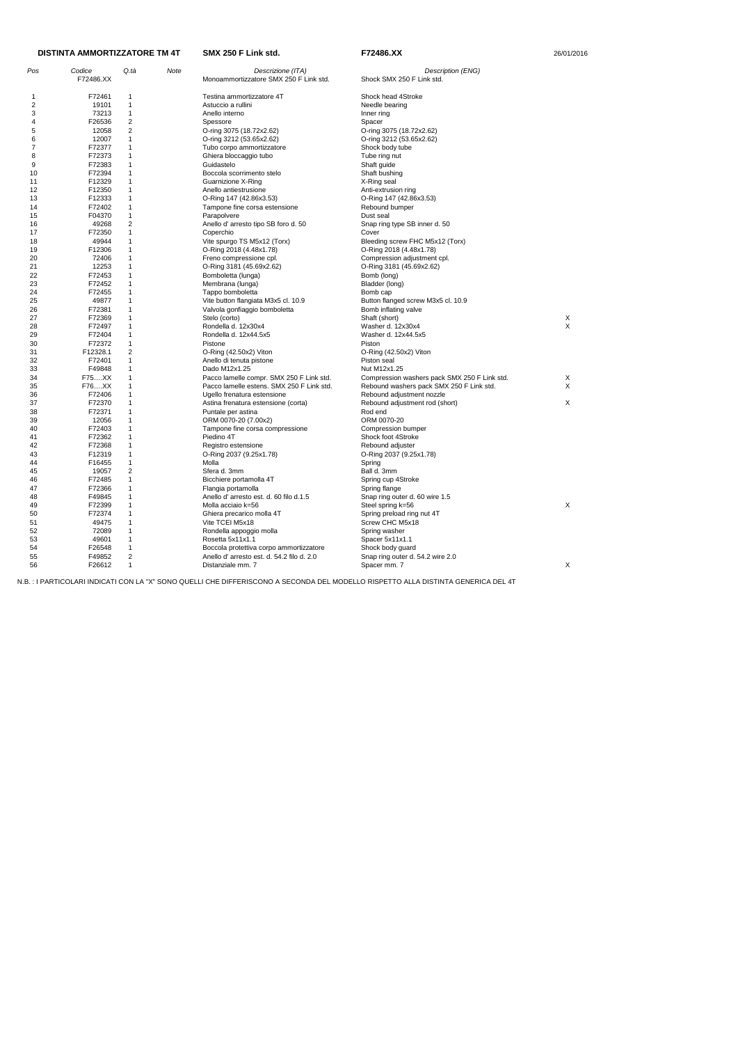**DISTINTA AMMORTIZZATORE TM 4T** **SMX 250 F Link std.** **F72486.XX** 26/01/2016

| Pos | Codice | Q.tà | Note | Descrizione (ITA) | Description (ENG) | |
|---|---|---|---|---|---|---|
| | F72486.XX | | | Monoammortizzatore SMX 250 F Link std. | Shock SMX 250 F Link std. | |
| 1 | F72461 | 1 | | Testina ammortizzatore 4T | Shock head 4Stroke | |
| 2 | 19101 | 1 | | Astuccio a rullini | Needle bearing | |
| 3 | 73213 | 1 | | Anello interno | Inner ring | |
| 4 | F26536 | 2 | | Spessore | Spacer | |
| 5 | 12058 | 2 | | O-ring 3075 (18.72x2.62) | O-ring 3075 (18.72x2.62) | |
| 6 | 12007 | 1 | | O-ring 3212 (53.65x2.62) | O-ring 3212 (53.65x2.62) | |
| 7 | F72377 | 1 | | Tubo corpo ammortizzatore | Shock body tube | |
| 8 | F72373 | 1 | | Ghiera bloccaggio tubo | Tube ring nut | |
| 9 | F72383 | 1 | | Guidastelo | Shaft guide | |
| 10 | F72394 | 1 | | Boccola scorrimento stelo | Shaft bushing | |
| 11 | F12329 | 1 | | Guarnizione X-Ring | X-Ring seal | |
| 12 | F12350 | 1 | | Anello antiestrusione | Anti-extrusion ring | |
| 13 | F12333 | 1 | | O-Ring 147 (42.86x3.53) | O-Ring 147 (42.86x3.53) | |
| 14 | F72402 | 1 | | Tampone fine corsa estensione | Rebound bumper | |
| 15 | F04370 | 1 | | Parapolvere | Dust seal | |
| 16 | 49268 | 2 | | Anello d' arresto tipo SB foro d. 50 | Snap ring type SB inner d. 50 | |
| 17 | F72350 | 1 | | Coperchio | Cover | |
| 18 | 49944 | 1 | | Vite spurgo TS M5x12 (Torx) | Bleeding screw FHC M5x12 (Torx) | |
| 19 | F12306 | 1 | | O-Ring 2018 (4.48x1.78) | O-Ring 2018 (4.48x1.78) | |
| 20 | 72406 | 1 | | Freno compressione cpl. | Compression adjustment cpl. | |
| 21 | 12253 | 1 | | O-Ring 3181 (45.69x2.62) | O-Ring 3181 (45.69x2.62) | |
| 22 | F72453 | 1 | | Bomboletta (lunga) | Bomb (long) | |
| 23 | F72452 | 1 | | Membrana (lunga) | Bladder (long) | |
| 24 | F72455 | 1 | | Tappo bomboletta | Bomb cap | |
| 25 | 49877 | 1 | | Vite button flangiata M3x5 cl. 10.9 | Button flanged screw M3x5 cl. 10.9 | |
| 26 | F72381 | 1 | | Valvola gonfiaggio bomboletta | Bomb inflating valve | |
| 27 | F72369 | 1 | | Stelo (corto) | Shaft (short) | X |
| 28 | F72497 | 1 | | Rondella d. 12x30x4 | Washer d. 12x30x4 | X |
| 29 | F72404 | 1 | | Rondella d. 12x44.5x5 | Washer d. 12x44.5x5 | |
| 30 | F72372 | 1 | | Pistone | Piston | |
| 31 | F12328.1 | 2 | | O-Ring (42.50x2) Viton | O-Ring (42.50x2) Viton | |
| 32 | F72401 | 1 | | Anello di tenuta pistone | Piston seal | |
| 33 | F49848 | 1 | | Dado M12x1.25 | Nut M12x1.25 | |
| 34 | F75….XX | 1 | | Pacco lamelle compr. SMX 250 F Link std. | Compression washers pack SMX 250 F Link std. | X |
| 35 | F76….XX | 1 | | Pacco lamelle estens. SMX 250 F Link std. | Rebound washers pack SMX 250 F Link std. | X |
| 36 | F72406 | 1 | | Ugello frenatura estensione | Rebound adjustment nozzle | |
| 37 | F72370 | 1 | | Astina frenatura estensione (corta) | Rebound adjustment rod (short) | X |
| 38 | F72371 | 1 | | Puntale per astina | Rod end | |
| 39 | 12056 | 1 | | ORM 0070-20 (7.00x2) | ORM 0070-20 | |
| 40 | F72403 | 1 | | Tampone fine corsa compressione | Compression bumper | |
| 41 | F72362 | 1 | | Piedino 4T | Shock foot 4Stroke | |
| 42 | F72368 | 1 | | Registro estensione | Rebound adjuster | |
| 43 | F12319 | 1 | | O-Ring 2037 (9.25x1.78) | O-Ring 2037 (9.25x1.78) | |
| 44 | F16455 | 1 | | Molla | Spring | |
| 45 | 19057 | 2 | | Sfera d. 3mm | Ball d. 3mm | |
| 46 | F72485 | 1 | | Bicchiere portamolla 4T | Spring cup 4Stroke | |
| 47 | F72366 | 1 | | Flangia portamolla | Spring flange | |
| 48 | F49845 | 1 | | Anello d' arresto est. d. 60 filo d.1.5 | Snap ring outer d. 60 wire 1.5 | |
| 49 | F72399 | 1 | | Molla acciaio k=56 | Steel spring k=56 | X |
| 50 | F72374 | 1 | | Ghiera precarico molla 4T | Spring preload ring nut 4T | |
| 51 | 49475 | 1 | | Vite TCEI M5x18 | Screw CHC M5x18 | |
| 52 | 72089 | 1 | | Rondella appoggio molla | Spring washer | |
| 53 | 49601 | 1 | | Rosetta 5x11x1.1 | Spacer 5x11x1.1 | |
| 54 | F26548 | 1 | | Boccola protettiva corpo ammortizzatore | Shock body guard | |
| 55 | F49852 | 2 | | Anello d' arresto est. d. 54.2 filo d. 2.0 | Snap ring outer d. 54.2 wire 2.0 | |
| 56 | F26612 | 1 | | Distanziale mm. 7 | Spacer mm. 7 | X |

N.B. : I PARTICOLARI INDICATI CON LA "X" SONO QUELLI CHE DIFFERISCONO A SECONDA DEL MODELLO RISPETTO ALLA DISTINTA GENERICA DEL 4T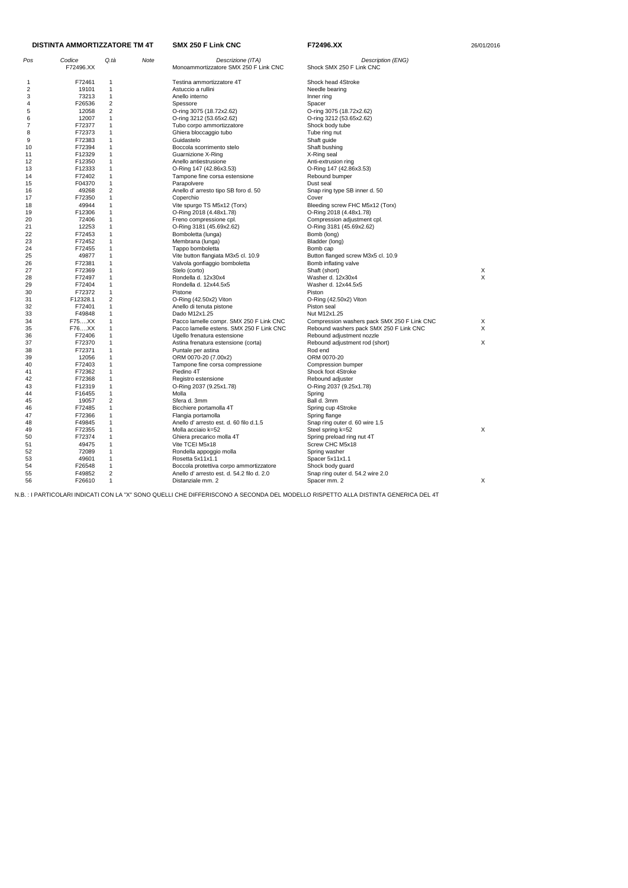**DISTINTA AMMORTIZZATORE TM 4T** **SMX 250 F Link CNC** **F72496.XX** 26/01/2016

| Pos | Codice | Q.tà | Note | Descrizione (ITA) | Description (ENG) | |
|---|---|---|---|---|---|---|
| | F72496.XX | | | Monoammortizzatore SMX 250 F Link CNC | Shock SMX 250 F Link CNC | |
| 1 | F72461 | 1 | | Testina ammortizzatore 4T | Shock head 4Stroke | |
| 2 | 19101 | 1 | | Astuccio a rullini | Needle bearing | |
| 3 | 73213 | 1 | | Anello interno | Inner ring | |
| 4 | F26536 | 2 | | Spessore | Spacer | |
| 5 | 12058 | 2 | | O-ring 3075 (18.72x2.62) | O-ring 3075 (18.72x2.62) | |
| 6 | 12007 | 1 | | O-ring 3212 (53.65x2.62) | O-ring 3212 (53.65x2.62) | |
| 7 | F72377 | 1 | | Tubo corpo ammortizzatore | Shock body tube | |
| 8 | F72373 | 1 | | Ghiera bloccaggio tubo | Tube ring nut | |
| 9 | F72383 | 1 | | Guidastelo | Shaft guide | |
| 10 | F72394 | 1 | | Boccola scorrimento stelo | Shaft bushing | |
| 11 | F12329 | 1 | | Guarnizione X-Ring | X-Ring seal | |
| 12 | F12350 | 1 | | Anello antiestrusione | Anti-extrusion ring | |
| 13 | F12333 | 1 | | O-Ring 147 (42.86x3.53) | O-Ring 147 (42.86x3.53) | |
| 14 | F72402 | 1 | | Tampone fine corsa estensione | Rebound bumper | |
| 15 | F04370 | 1 | | Parapolvere | Dust seal | |
| 16 | 49268 | 2 | | Anello d' arresto tipo SB foro d. 50 | Snap ring type SB inner d. 50 | |
| 17 | F72350 | 1 | | Coperchio | Cover | |
| 18 | 49944 | 1 | | Vite spurgo TS M5x12 (Torx) | Bleeding screw FHC M5x12 (Torx) | |
| 19 | F12306 | 1 | | O-Ring 2018 (4.48x1.78) | O-Ring 2018 (4.48x1.78) | |
| 20 | 72406 | 1 | | Freno compressione cpl. | Compression adjustment cpl. | |
| 21 | 12253 | 1 | | O-Ring 3181 (45.69x2.62) | O-Ring 3181 (45.69x2.62) | |
| 22 | F72453 | 1 | | Bomboletta (lunga) | Bomb (long) | |
| 23 | F72452 | 1 | | Membrana (lunga) | Bladder (long) | |
| 24 | F72455 | 1 | | Tappo bomboletta | Bomb cap | |
| 25 | 49877 | 1 | | Vite button flangiata M3x5 cl. 10.9 | Button flanged screw M3x5 cl. 10.9 | |
| 26 | F72381 | 1 | | Valvola gonfiaggio bomboletta | Bomb inflating valve | |
| 27 | F72369 | 1 | | Stelo (corto) | Shaft (short) | X |
| 28 | F72497 | 1 | | Rondella d. 12x30x4 | Washer d. 12x30x4 | X |
| 29 | F72404 | 1 | | Rondella d. 12x44.5x5 | Washer d. 12x44.5x5 | |
| 30 | F72372 | 1 | | Pistone | Piston | |
| 31 | F12328.1 | 2 | | O-Ring (42.50x2) Viton | O-Ring (42.50x2) Viton | |
| 32 | F72401 | 1 | | Anello di tenuta pistone | Piston seal | |
| 33 | F49848 | 1 | | Dado M12x1.25 | Nut M12x1.25 | |
| 34 | F75….XX | 1 | | Pacco lamelle compr. SMX 250 F Link CNC | Compression washers pack SMX 250 F Link CNC | X |
| 35 | F76….XX | 1 | | Pacco lamelle estens. SMX 250 F Link CNC | Rebound washers pack SMX 250 F Link CNC | X |
| 36 | F72406 | 1 | | Ugello frenatura estensione | Rebound adjustment nozzle | |
| 37 | F72370 | 1 | | Astina frenatura estensione (corta) | Rebound adjustment rod (short) | X |
| 38 | F72371 | 1 | | Puntale per astina | Rod end | |
| 39 | 12056 | 1 | | ORM 0070-20 (7.00x2) | ORM 0070-20 | |
| 40 | F72403 | 1 | | Tampone fine corsa compressione | Compression bumper | |
| 41 | F72362 | 1 | | Piedino 4T | Shock foot 4Stroke | |
| 42 | F72368 | 1 | | Registro estensione | Rebound adjuster | |
| 43 | F12319 | 1 | | O-Ring 2037 (9.25x1.78) | O-Ring 2037 (9.25x1.78) | |
| 44 | F16455 | 1 | | Molla | Spring | |
| 45 | 19057 | 2 | | Sfera d. 3mm | Ball d. 3mm | |
| 46 | F72485 | 1 | | Bicchiere portamolla 4T | Spring cup 4Stroke | |
| 47 | F72366 | 1 | | Flangia portamolla | Spring flange | |
| 48 | F49845 | 1 | | Anello d' arresto est. d. 60 filo d.1.5 | Snap ring outer d. 60 wire 1.5 | |
| 49 | F72355 | 1 | | Molla acciaio k=52 | Steel spring k=52 | X |
| 50 | F72374 | 1 | | Ghiera precarico molla 4T | Spring preload ring nut 4T | |
| 51 | 49475 | 1 | | Vite TCEI M5x18 | Screw CHC M5x18 | |
| 52 | 72089 | 1 | | Rondella appoggio molla | Spring washer | |
| 53 | 49601 | 1 | | Rosetta 5x11x1.1 | Spacer 5x11x1.1 | |
| 54 | F26548 | 1 | | Boccola protettiva corpo ammortizzatore | Shock body guard | |
| 55 | F49852 | 2 | | Anello d' arresto est. d. 54.2 filo d. 2.0 | Snap ring outer d. 54.2 wire 2.0 | |
| 56 | F26610 | 1 | | Distanziale mm. 2 | Spacer mm. 2 | X |

N.B. : I PARTICOLARI INDICATI CON LA "X" SONO QUELLI CHE DIFFERISCONO A SECONDA DEL MODELLO RISPETTO ALLA DISTINTA GENERICA DEL 4T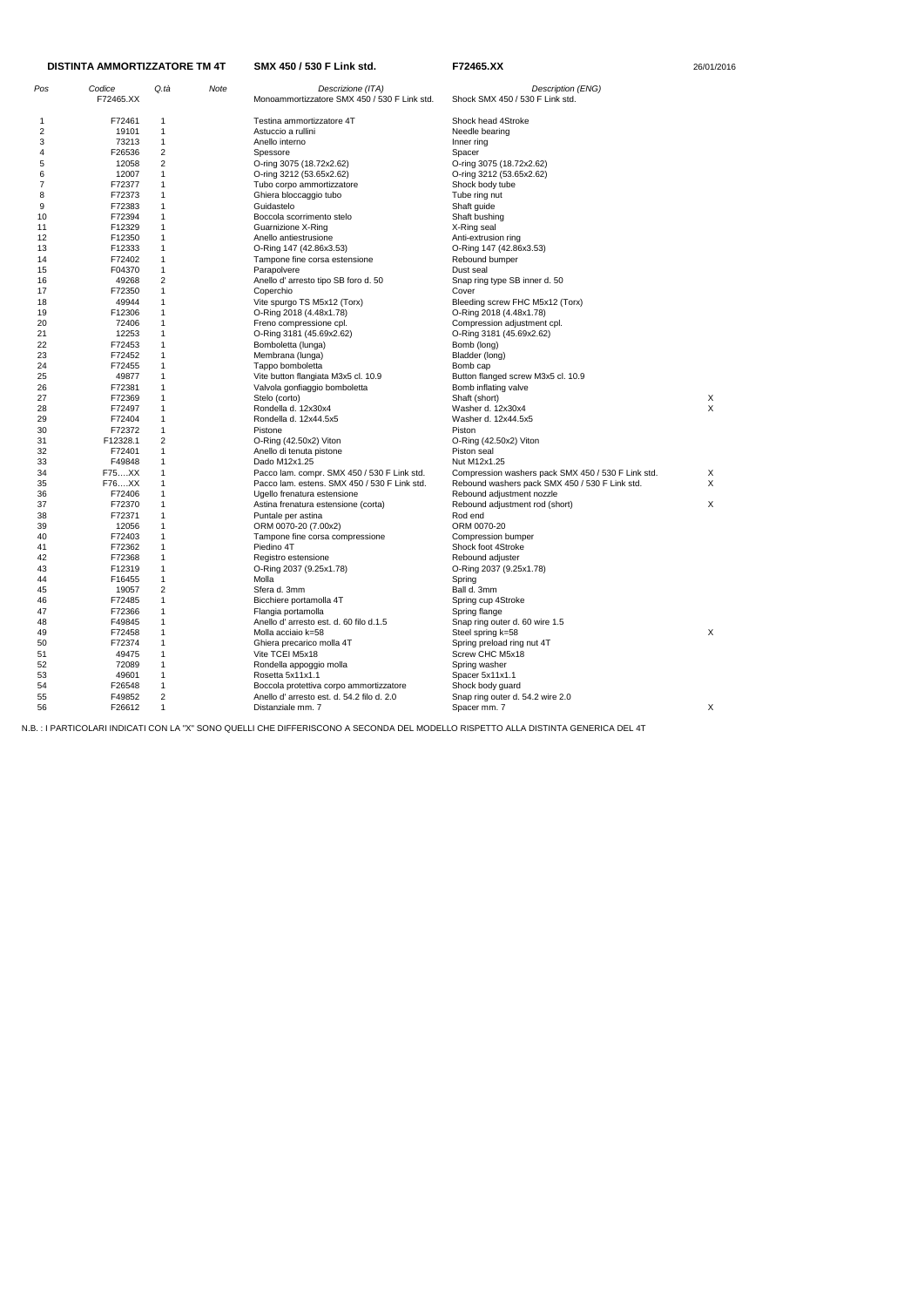**DISTINTA AMMORTIZZATORE TM 4T** **SMX 450 / 530 F Link std.** **F72465.XX** 26/01/2016

| Pos | Codice | Q.tà | Note | Descrizione (ITA) | Description (ENG) | |
|---|---|---|---|---|---|---|
| | F72465.XX | | | Monoammortizzatore SMX 450 / 530 F Link std. | Shock SMX 450 / 530 F Link std. | |
| 1 | F72461 | 1 | | Testina ammortizzatore 4T | Shock head 4Stroke | |
| 2 | 19101 | 1 | | Astuccio a rullini | Needle bearing | |
| 3 | 73213 | 1 | | Anello interno | Inner ring | |
| 4 | F26536 | 2 | | Spessore | Spacer | |
| 5 | 12058 | 2 | | O-ring 3075 (18.72x2.62) | O-ring 3075 (18.72x2.62) | |
| 6 | 12007 | 1 | | O-ring 3212 (53.65x2.62) | O-ring 3212 (53.65x2.62) | |
| 7 | F72377 | 1 | | Tubo corpo ammortizzatore | Shock body tube | |
| 8 | F72373 | 1 | | Ghiera bloccaggio tubo | Tube ring nut | |
| 9 | F72383 | 1 | | Guidastelo | Shaft guide | |
| 10 | F72394 | 1 | | Boccola scorrimento stelo | Shaft bushing | |
| 11 | F12329 | 1 | | Guarnizione X-Ring | X-Ring seal | |
| 12 | F12350 | 1 | | Anello antiestrusione | Anti-extrusion ring | |
| 13 | F12333 | 1 | | O-Ring 147 (42.86x3.53) | O-Ring 147 (42.86x3.53) | |
| 14 | F72402 | 1 | | Tampone fine corsa estensione | Rebound bumper | |
| 15 | F04370 | 1 | | Parapolvere | Dust seal | |
| 16 | 49268 | 2 | | Anello d' arresto tipo SB foro d. 50 | Snap ring type SB inner d. 50 | |
| 17 | F72350 | 1 | | Coperchio | Cover | |
| 18 | 49944 | 1 | | Vite spurgo TS M5x12 (Torx) | Bleeding screw FHC M5x12 (Torx) | |
| 19 | F12306 | 1 | | O-Ring 2018 (4.48x1.78) | O-Ring 2018 (4.48x1.78) | |
| 20 | 72406 | 1 | | Freno compressione cpl. | Compression adjustment cpl. | |
| 21 | 12253 | 1 | | O-Ring 3181 (45.69x2.62) | O-Ring 3181 (45.69x2.62) | |
| 22 | F72453 | 1 | | Bomboletta (lunga) | Bomb (long) | |
| 23 | F72452 | 1 | | Membrana (lunga) | Bladder (long) | |
| 24 | F72455 | 1 | | Tappo bomboletta | Bomb cap | |
| 25 | 49877 | 1 | | Vite button flangiata M3x5 cl. 10.9 | Button flanged screw M3x5 cl. 10.9 | |
| 26 | F72381 | 1 | | Valvola gonfiaggio bomboletta | Bomb inflating valve | |
| 27 | F72369 | 1 | | Stelo (corto) | Shaft (short) | X |
| 28 | F72497 | 1 | | Rondella d. 12x30x4 | Washer d. 12x30x4 | X |
| 29 | F72404 | 1 | | Rondella d. 12x44.5x5 | Washer d. 12x44.5x5 | |
| 30 | F72372 | 1 | | Pistone | Piston | |
| 31 | F12328.1 | 2 | | O-Ring (42.50x2) Viton | O-Ring (42.50x2) Viton | |
| 32 | F72401 | 1 | | Anello di tenuta pistone | Piston seal | |
| 33 | F49848 | 1 | | Dado M12x1.25 | Nut M12x1.25 | |
| 34 | F75….XX | 1 | | Pacco lam. compr. SMX 450 / 530 F Link std. | Compression washers pack SMX 450 / 530 F Link std. | X |
| 35 | F76….XX | 1 | | Pacco lam. estens. SMX 450 / 530 F Link std. | Rebound washers pack SMX 450 / 530 F Link std. | X |
| 36 | F72406 | 1 | | Ugello frenatura estensione | Rebound adjustment nozzle | |
| 37 | F72370 | 1 | | Astina frenatura estensione (corta) | Rebound adjustment rod (short) | X |
| 38 | F72371 | 1 | | Puntale per astina | Rod end | |
| 39 | 12056 | 1 | | ORM 0070-20 (7.00x2) | ORM 0070-20 | |
| 40 | F72403 | 1 | | Tampone fine corsa compressione | Compression bumper | |
| 41 | F72362 | 1 | | Piedino 4T | Shock foot 4Stroke | |
| 42 | F72368 | 1 | | Registro estensione | Rebound adjuster | |
| 43 | F12319 | 1 | | O-Ring 2037 (9.25x1.78) | O-Ring 2037 (9.25x1.78) | |
| 44 | F16455 | 1 | | Molla | Spring | |
| 45 | 19057 | 2 | | Sfera d. 3mm | Ball d. 3mm | |
| 46 | F72485 | 1 | | Bicchiere portamolla 4T | Spring cup 4Stroke | |
| 47 | F72366 | 1 | | Flangia portamolla | Spring flange | |
| 48 | F49845 | 1 | | Anello d' arresto est. d. 60 filo d.1.5 | Snap ring outer d. 60 wire 1.5 | |
| 49 | F72458 | 1 | | Molla acciaio k=58 | Steel spring k=58 | X |
| 50 | F72374 | 1 | | Ghiera precarico molla 4T | Spring preload ring nut 4T | |
| 51 | 49475 | 1 | | Vite TCEI M5x18 | Screw CHC M5x18 | |
| 52 | 72089 | 1 | | Rondella appoggio molla | Spring washer | |
| 53 | 49601 | 1 | | Rosetta 5x11x1.1 | Spacer 5x11x1.1 | |
| 54 | F26548 | 1 | | Boccola protettiva corpo ammortizzatore | Shock body guard | |
| 55 | F49852 | 2 | | Anello d' arresto est. d. 54.2 filo d. 2.0 | Snap ring outer d. 54.2 wire 2.0 | |
| 56 | F26612 | 1 | | Distanziale mm. 7 | Spacer mm. 7 | X |

N.B. : I PARTICOLARI INDICATI CON LA "X" SONO QUELLI CHE DIFFERISCONO A SECONDA DEL MODELLO RISPETTO ALLA DISTINTA GENERICA DEL 4T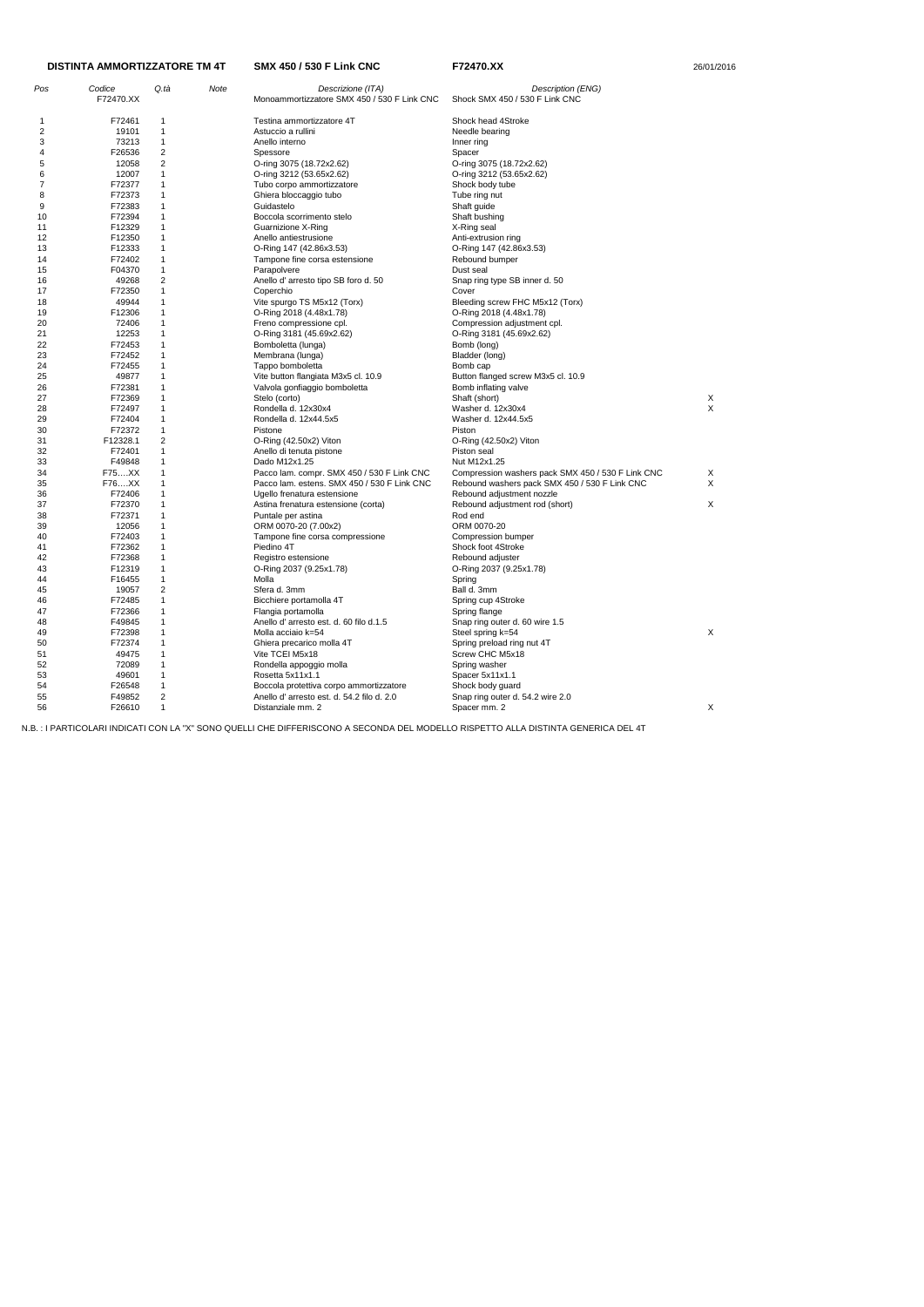**DISTINTA AMMORTIZZATORE TM 4T** **SMX 450 / 530 F Link CNC** **F72470.XX** 26/01/2016

| Pos | Codice | Q.tà | Note | Descrizione (ITA) | Description (ENG) | |
|---|---|---|---|---|---|---|
| | F72470.XX | | | Monoammortizzatore SMX 450 / 530 F Link CNC | Shock SMX 450 / 530 F Link CNC | |
| 1 | F72461 | 1 | | Testina ammortizzatore 4T | Shock head 4Stroke | |
| 2 | 19101 | 1 | | Astuccio a rullini | Needle bearing | |
| 3 | 73213 | 1 | | Anello interno | Inner ring | |
| 4 | F26536 | 2 | | Spessore | Spacer | |
| 5 | 12058 | 2 | | O-ring 3075 (18.72x2.62) | O-ring 3075 (18.72x2.62) | |
| 6 | 12007 | 1 | | O-ring 3212 (53.65x2.62) | O-ring 3212 (53.65x2.62) | |
| 7 | F72377 | 1 | | Tubo corpo ammortizzatore | Shock body tube | |
| 8 | F72373 | 1 | | Ghiera bloccaggio tubo | Tube ring nut | |
| 9 | F72383 | 1 | | Guidastelo | Shaft guide | |
| 10 | F72394 | 1 | | Boccola scorrimento stelo | Shaft bushing | |
| 11 | F12329 | 1 | | Guarnizione X-Ring | X-Ring seal | |
| 12 | F12350 | 1 | | Anello antiestrusione | Anti-extrusion ring | |
| 13 | F12333 | 1 | | O-Ring 147 (42.86x3.53) | O-Ring 147 (42.86x3.53) | |
| 14 | F72402 | 1 | | Tampone fine corsa estensione | Rebound bumper | |
| 15 | F04370 | 1 | | Parapolvere | Dust seal | |
| 16 | 49268 | 2 | | Anello d' arresto tipo SB foro d. 50 | Snap ring type SB inner d. 50 | |
| 17 | F72350 | 1 | | Coperchio | Cover | |
| 18 | 49944 | 1 | | Vite spurgo TS M5x12 (Torx) | Bleeding screw FHC M5x12 (Torx) | |
| 19 | F12306 | 1 | | O-Ring 2018 (4.48x1.78) | O-Ring 2018 (4.48x1.78) | |
| 20 | 72406 | 1 | | Freno compressione cpl. | Compression adjustment cpl. | |
| 21 | 12253 | 1 | | O-Ring 3181 (45.69x2.62) | O-Ring 3181 (45.69x2.62) | |
| 22 | F72453 | 1 | | Bomboletta (lunga) | Bomb (long) | |
| 23 | F72452 | 1 | | Membrana (lunga) | Bladder (long) | |
| 24 | F72455 | 1 | | Tappo bomboletta | Bomb cap | |
| 25 | 49877 | 1 | | Vite button flangiata M3x5 cl. 10.9 | Button flanged screw M3x5 cl. 10.9 | |
| 26 | F72381 | 1 | | Valvola gonfiaggio bomboletta | Bomb inflating valve | |
| 27 | F72369 | 1 | | Stelo (corto) | Shaft (short) | X |
| 28 | F72497 | 1 | | Rondella d. 12x30x4 | Washer d. 12x30x4 | X |
| 29 | F72404 | 1 | | Rondella d. 12x44.5x5 | Washer d. 12x44.5x5 | |
| 30 | F72372 | 1 | | Pistone | Piston | |
| 31 | F12328.1 | 2 | | O-Ring (42.50x2) Viton | O-Ring (42.50x2) Viton | |
| 32 | F72401 | 1 | | Anello di tenuta pistone | Piston seal | |
| 33 | F49848 | 1 | | Dado M12x1.25 | Nut M12x1.25 | |
| 34 | F75….XX | 1 | | Pacco lam. compr. SMX 450 / 530 F Link CNC | Compression washers pack SMX 450 / 530 F Link CNC | X |
| 35 | F76….XX | 1 | | Pacco lam. estens. SMX 450 / 530 F Link CNC | Rebound washers pack SMX 450 / 530 F Link CNC | X |
| 36 | F72406 | 1 | | Ugello frenatura estensione | Rebound adjustment nozzle | |
| 37 | F72370 | 1 | | Astina frenatura estensione (corta) | Rebound adjustment rod (short) | X |
| 38 | F72371 | 1 | | Puntale per astina | Rod end | |
| 39 | 12056 | 1 | | ORM 0070-20 (7.00x2) | ORM 0070-20 | |
| 40 | F72403 | 1 | | Tampone fine corsa compressione | Compression bumper | |
| 41 | F72362 | 1 | | Piedino 4T | Shock foot 4Stroke | |
| 42 | F72368 | 1 | | Registro estensione | Rebound adjuster | |
| 43 | F12319 | 1 | | O-Ring 2037 (9.25x1.78) | O-Ring 2037 (9.25x1.78) | |
| 44 | F16455 | 1 | | Molla | Spring | |
| 45 | 19057 | 2 | | Sfera d. 3mm | Ball d. 3mm | |
| 46 | F72485 | 1 | | Bicchiere portamolla 4T | Spring cup 4Stroke | |
| 47 | F72366 | 1 | | Flangia portamolla | Spring flange | |
| 48 | F49845 | 1 | | Anello d' arresto est. d. 60 filo d.1.5 | Snap ring outer d. 60 wire 1.5 | |
| 49 | F72398 | 1 | | Molla acciaio k=54 | Steel spring k=54 | X |
| 50 | F72374 | 1 | | Ghiera precarico molla 4T | Spring preload ring nut 4T | |
| 51 | 49475 | 1 | | Vite TCEI M5x18 | Screw CHC M5x18 | |
| 52 | 72089 | 1 | | Rondella appoggio molla | Spring washer | |
| 53 | 49601 | 1 | | Rosetta 5x11x1.1 | Spacer 5x11x1.1 | |
| 54 | F26548 | 1 | | Boccola protettiva corpo ammortizzatore | Shock body guard | |
| 55 | F49852 | 2 | | Anello d' arresto est. d. 54.2 filo d. 2.0 | Snap ring outer d. 54.2 wire 2.0 | |
| 56 | F26610 | 1 | | Distanziale mm. 2 | Spacer mm. 2 | X |

N.B. : I PARTICOLARI INDICATI CON LA "X" SONO QUELLI CHE DIFFERISCONO A SECONDA DEL MODELLO RISPETTO ALLA DISTINTA GENERICA DEL 4T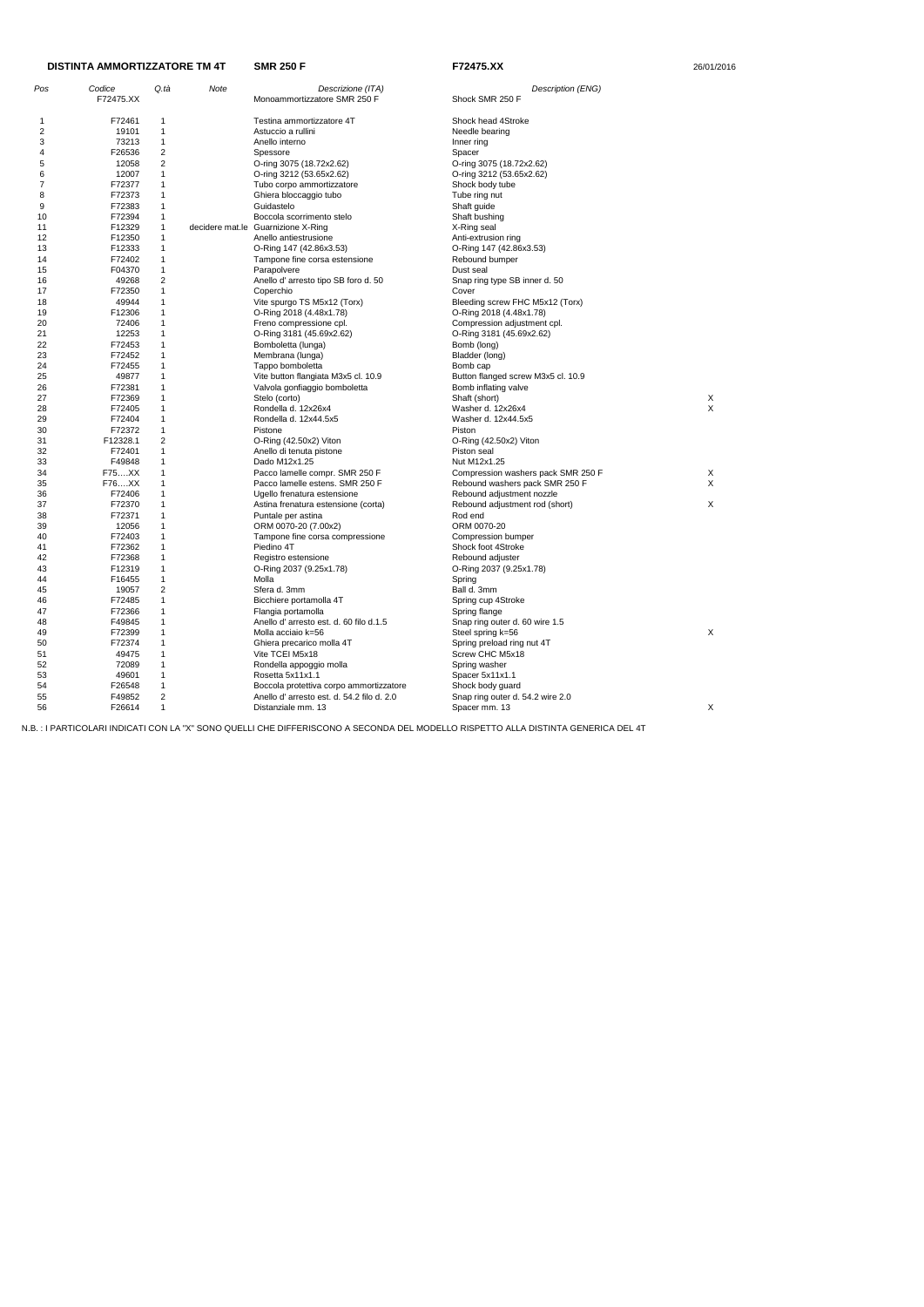**DISTINTA AMMORTIZZATORE TM 4T** **SMR 250 F** **F72475.XX** 26/01/2016

| Pos | Codice | Q.tà | Note | Descrizione (ITA) | Description (ENG) | |
|---|---|---|---|---|---|---|
| | F72475.XX | | | Monoammortizzatore SMR 250 F | Shock SMR 250 F | |
| 1 | F72461 | 1 | | Testina ammortizzatore 4T | Shock head 4Stroke | |
| 2 | 19101 | 1 | | Astuccio a rullini | Needle bearing | |
| 3 | 73213 | 1 | | Anello interno | Inner ring | |
| 4 | F26536 | 2 | | Spessore | Spacer | |
| 5 | 12058 | 2 | | O-ring 3075 (18.72x2.62) | O-ring 3075 (18.72x2.62) | |
| 6 | 12007 | 1 | | O-ring 3212 (53.65x2.62) | O-ring 3212 (53.65x2.62) | |
| 7 | F72377 | 1 | | Tubo corpo ammortizzatore | Shock body tube | |
| 8 | F72373 | 1 | | Ghiera bloccaggio tubo | Tube ring nut | |
| 9 | F72383 | 1 | | Guidastelo | Shaft guide | |
| 10 | F72394 | 1 | | Boccola scorrimento stelo | Shaft bushing | |
| 11 | F12329 | 1 | decidere mat.le | Guarnizione X-Ring | X-Ring seal | |
| 12 | F12350 | 1 | | Anello antiestrusione | Anti-extrusion ring | |
| 13 | F12333 | 1 | | O-Ring 147 (42.86x3.53) | O-Ring 147 (42.86x3.53) | |
| 14 | F72402 | 1 | | Tampone fine corsa estensione | Rebound bumper | |
| 15 | F04370 | 1 | | Parapolvere | Dust seal | |
| 16 | 49268 | 2 | | Anello d' arresto tipo SB foro d. 50 | Snap ring type SB inner d. 50 | |
| 17 | F72350 | 1 | | Coperchio | Cover | |
| 18 | 49944 | 1 | | Vite spurgo TS M5x12 (Torx) | Bleeding screw FHC M5x12 (Torx) | |
| 19 | F12306 | 1 | | O-Ring 2018 (4.48x1.78) | O-Ring 2018 (4.48x1.78) | |
| 20 | 72406 | 1 | | Freno compressione cpl. | Compression adjustment cpl. | |
| 21 | 12253 | 1 | | O-Ring 3181 (45.69x2.62) | O-Ring 3181 (45.69x2.62) | |
| 22 | F72453 | 1 | | Bomboletta (lunga) | Bomb (long) | |
| 23 | F72452 | 1 | | Membrana (lunga) | Bladder (long) | |
| 24 | F72455 | 1 | | Tappo bomboletta | Bomb cap | |
| 25 | 49877 | 1 | | Vite button flangiata M3x5 cl. 10.9 | Button flanged screw M3x5 cl. 10.9 | |
| 26 | F72381 | 1 | | Valvola gonfiaggio bomboletta | Bomb inflating valve | |
| 27 | F72369 | 1 | | Stelo (corto) | Shaft (short) | X |
| 28 | F72405 | 1 | | Rondella d. 12x26x4 | Washer d. 12x26x4 | X |
| 29 | F72404 | 1 | | Rondella d. 12x44.5x5 | Washer d. 12x44.5x5 | |
| 30 | F72372 | 1 | | Pistone | Piston | |
| 31 | F12328.1 | 2 | | O-Ring (42.50x2) Viton | O-Ring (42.50x2) Viton | |
| 32 | F72401 | 1 | | Anello di tenuta pistone | Piston seal | |
| 33 | F49848 | 1 | | Dado M12x1.25 | Nut M12x1.25 | |
| 34 | F75….XX | 1 | | Pacco lamelle compr. SMR 250 F | Compression washers pack SMR 250 F | X |
| 35 | F76….XX | 1 | | Pacco lamelle estens. SMR 250 F | Rebound washers pack SMR 250 F | X |
| 36 | F72406 | 1 | | Ugello frenatura estensione | Rebound adjustment nozzle | |
| 37 | F72370 | 1 | | Astina frenatura estensione (corta) | Rebound adjustment rod (short) | X |
| 38 | F72371 | 1 | | Puntale per astina | Rod end | |
| 39 | 12056 | 1 | | ORM 0070-20 (7.00x2) | ORM 0070-20 | |
| 40 | F72403 | 1 | | Tampone fine corsa compressione | Compression bumper | |
| 41 | F72362 | 1 | | Piedino 4T | Shock foot 4Stroke | |
| 42 | F72368 | 1 | | Registro estensione | Rebound adjuster | |
| 43 | F12319 | 1 | | O-Ring 2037 (9.25x1.78) | O-Ring 2037 (9.25x1.78) | |
| 44 | F16455 | 1 | | Molla | Spring | |
| 45 | 19057 | 2 | | Sfera d. 3mm | Ball d. 3mm | |
| 46 | F72485 | 1 | | Bicchiere portamolla 4T | Spring cup 4Stroke | |
| 47 | F72366 | 1 | | Flangia portamolla | Spring flange | |
| 48 | F49845 | 1 | | Anello d' arresto est. d. 60 filo d.1.5 | Snap ring outer d. 60 wire 1.5 | |
| 49 | F72399 | 1 | | Molla acciaio k=56 | Steel spring k=56 | X |
| 50 | F72374 | 1 | | Ghiera precarico molla 4T | Spring preload ring nut 4T | |
| 51 | 49475 | 1 | | Vite TCEI M5x18 | Screw CHC M5x18 | |
| 52 | 72089 | 1 | | Rondella appoggio molla | Spring washer | |
| 53 | 49601 | 1 | | Rosetta 5x11x1.1 | Spacer 5x11x1.1 | |
| 54 | F26548 | 1 | | Boccola protettiva corpo ammortizzatore | Shock body guard | |
| 55 | F49852 | 2 | | Anello d' arresto est. d. 54.2 filo d. 2.0 | Snap ring outer d. 54.2 wire 2.0 | |
| 56 | F26614 | 1 | | Distanziale mm. 13 | Spacer mm. 13 | X |

N.B. : I PARTICOLARI INDICATI CON LA "X" SONO QUELLI CHE DIFFERISCONO A SECONDA DEL MODELLO RISPETTO ALLA DISTINTA GENERICA DEL 4T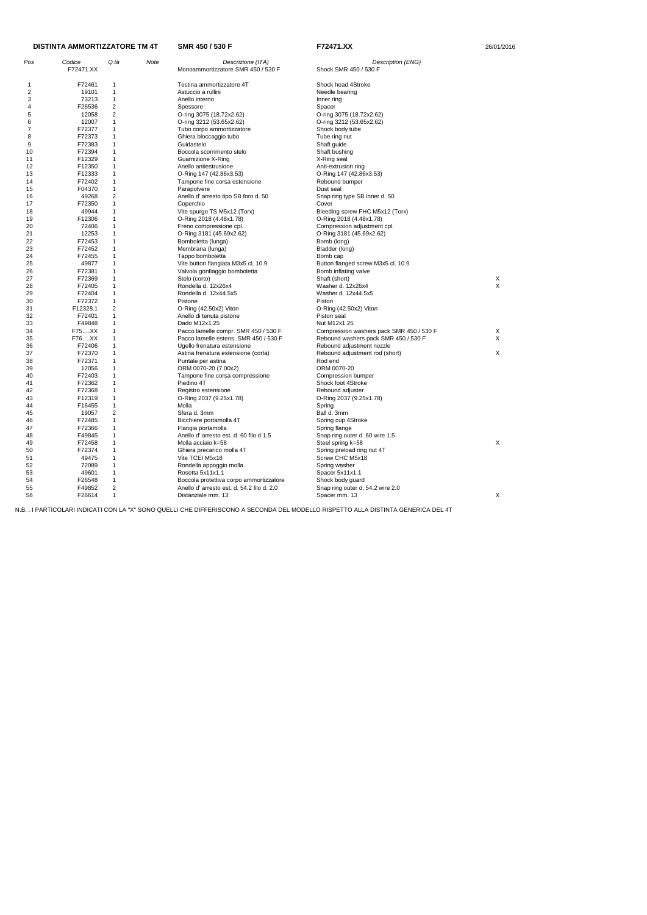**DISTINTA AMMORTIZZATORE TM 4T** **SMR 450 / 530 F** **F72471.XX** 26/01/2016

| Pos | Codice | Q.tà | Note | Descrizione (ITA) | Description (ENG) | |
|---|---|---|---|---|---|---|
| | F72471.XX | | | Monoammortizzatore SMR 450 / 530 F | Shock SMR 450 / 530 F | |
| 1 | F72461 | 1 | | Testina ammortizzatore 4T | Shock head 4Stroke | |
| 2 | 19101 | 1 | | Astuccio a rullini | Needle bearing | |
| 3 | 73213 | 1 | | Anello interno | Inner ring | |
| 4 | F26536 | 2 | | Spessore | Spacer | |
| 5 | 12058 | 2 | | O-ring 3075 (18.72x2.62) | O-ring 3075 (18.72x2.62) | |
| 6 | 12007 | 1 | | O-ring 3212 (53.65x2.62) | O-ring 3212 (53.65x2.62) | |
| 7 | F72377 | 1 | | Tubo corpo ammortizzatore | Shock body tube | |
| 8 | F72373 | 1 | | Ghiera bloccaggio tubo | Tube ring nut | |
| 9 | F72383 | 1 | | Guidastelo | Shaft guide | |
| 10 | F72394 | 1 | | Boccola scorrimento stelo | Shaft bushing | |
| 11 | F12329 | 1 | | Guarnizione X-Ring | X-Ring seal | |
| 12 | F12350 | 1 | | Anello antiestrusione | Anti-extrusion ring | |
| 13 | F12333 | 1 | | O-Ring 147 (42.86x3.53) | O-Ring 147 (42.86x3.53) | |
| 14 | F72402 | 1 | | Tampone fine corsa estensione | Rebound bumper | |
| 15 | F04370 | 1 | | Parapolvere | Dust seal | |
| 16 | 49268 | 2 | | Anello d' arresto tipo SB foro d. 50 | Snap ring type SB inner d. 50 | |
| 17 | F72350 | 1 | | Coperchio | Cover | |
| 18 | 49944 | 1 | | Vite spurgo TS M5x12 (Torx) | Bleeding screw FHC M5x12 (Torx) | |
| 19 | F12306 | 1 | | O-Ring 2018 (4.48x1.78) | O-Ring 2018 (4.48x1.78) | |
| 20 | 72406 | 1 | | Freno compressione cpl. | Compression adjustment cpl. | |
| 21 | 12253 | 1 | | O-Ring 3181 (45.69x2.62) | O-Ring 3181 (45.69x2.62) | |
| 22 | F72453 | 1 | | Bomboletta (lunga) | Bomb (long) | |
| 23 | F72452 | 1 | | Membrana (lunga) | Bladder (long) | |
| 24 | F72455 | 1 | | Tappo bomboletta | Bomb cap | |
| 25 | 49877 | 1 | | Vite button flangiata M3x5 cl. 10.9 | Button flanged screw M3x5 cl. 10.9 | |
| 26 | F72381 | 1 | | Valvola gonfiaggio bomboletta | Bomb inflating valve | |
| 27 | F72369 | 1 | | Stelo (corto) | Shaft (short) | X |
| 28 | F72405 | 1 | | Rondella d. 12x26x4 | Washer d. 12x26x4 | X |
| 29 | F72404 | 1 | | Rondella d. 12x44.5x5 | Washer d. 12x44.5x5 | |
| 30 | F72372 | 1 | | Pistone | Piston | |
| 31 | F12328.1 | 2 | | O-Ring (42.50x2) Viton | O-Ring (42.50x2) Viton | |
| 32 | F72401 | 1 | | Anello di tenuta pistone | Piston seal | |
| 33 | F49848 | 1 | | Dado M12x1.25 | Nut M12x1.25 | |
| 34 | F75….XX | 1 | | Pacco lamelle compr. SMR 450 / 530 F | Compression washers pack SMR 450 / 530 F | X |
| 35 | F76….XX | 1 | | Pacco lamelle estens. SMR 450 / 530 F | Rebound washers pack SMR 450 / 530 F | X |
| 36 | F72406 | 1 | | Ugello frenatura estensione | Rebound adjustment nozzle | |
| 37 | F72370 | 1 | | Astina frenatura estensione (corta) | Rebound adjustment rod (short) | X |
| 38 | F72371 | 1 | | Puntale per astina | Rod end | |
| 39 | 12056 | 1 | | ORM 0070-20 (7.00x2) | ORM 0070-20 | |
| 40 | F72403 | 1 | | Tampone fine corsa compressione | Compression bumper | |
| 41 | F72362 | 1 | | Piedino 4T | Shock foot 4Stroke | |
| 42 | F72368 | 1 | | Registro estensione | Rebound adjuster | |
| 43 | F12319 | 1 | | O-Ring 2037 (9.25x1.78) | O-Ring 2037 (9.25x1.78) | |
| 44 | F16455 | 1 | | Molla | Spring | |
| 45 | 19057 | 2 | | Sfera d. 3mm | Ball d. 3mm | |
| 46 | F72485 | 1 | | Bicchiere portamolla 4T | Spring cup 4Stroke | |
| 47 | F72366 | 1 | | Flangia portamolla | Spring flange | |
| 48 | F49845 | 1 | | Anello d' arresto est. d. 60 filo d.1.5 | Snap ring outer d. 60 wire 1.5 | |
| 49 | F72458 | 1 | | Molla acciaio k=58 | Steel spring k=58 | X |
| 50 | F72374 | 1 | | Ghiera precarico molla 4T | Spring preload ring nut 4T | |
| 51 | 49475 | 1 | | Vite TCEI M5x18 | Screw CHC M5x18 | |
| 52 | 72089 | 1 | | Rondella appoggio molla | Spring washer | |
| 53 | 49601 | 1 | | Rosetta 5x11x1.1 | Spacer 5x11x1.1 | |
| 54 | F26548 | 1 | | Boccola protettiva corpo ammortizzatore | Shock body guard | |
| 55 | F49852 | 2 | | Anello d' arresto est. d. 54.2 filo d. 2.0 | Snap ring outer d. 54.2 wire 2.0 | |
| 56 | F26614 | 1 | | Distanziale mm. 13 | Spacer mm. 13 | X |

N.B. : I PARTICOLARI INDICATI CON LA "X" SONO QUELLI CHE DIFFERISCONO A SECONDA DEL MODELLO RISPETTO ALLA DISTINTA GENERICA DEL 4T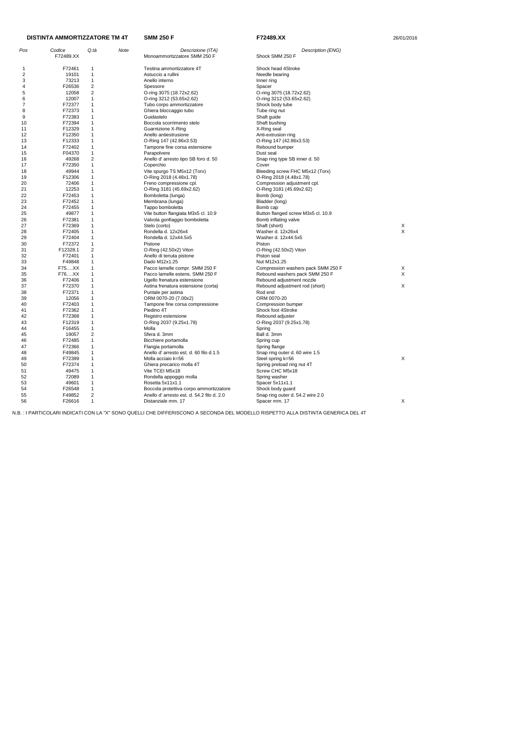**DISTINTA AMMORTIZZATORE TM 4T** **SMM 250 F** **F72489.XX** 26/01/2016

| Pos | Codice | Q.tà | Note | Descrizione (ITA) | Description (ENG) | |
|---|---|---|---|---|---|---|
| | F72489.XX | | | Monoammortizzatore SMM 250 F | Shock SMM 250 F | |
| 1 | F72461 | 1 | | Testina ammortizzatore 4T | Shock head 4Stroke | |
| 2 | 19101 | 1 | | Astuccio a rullini | Needle bearing | |
| 3 | 73213 | 1 | | Anello interno | Inner ring | |
| 4 | F26536 | 2 | | Spessore | Spacer | |
| 5 | 12058 | 2 | | O-ring 3075 (18.72x2.62) | O-ring 3075 (18.72x2.62) | |
| 6 | 12007 | 1 | | O-ring 3212 (53.65x2.62) | O-ring 3212 (53.65x2.62) | |
| 7 | F72377 | 1 | | Tubo corpo ammortizzatore | Shock body tube | |
| 8 | F72373 | 1 | | Ghiera bloccaggio tubo | Tube ring nut | |
| 9 | F72383 | 1 | | Guidastelo | Shaft guide | |
| 10 | F72394 | 1 | | Boccola scorrimento stelo | Shaft bushing | |
| 11 | F12329 | 1 | | Guarnizione X-Ring | X-Ring seal | |
| 12 | F12350 | 1 | | Anello antiestrusione | Anti-extrusion ring | |
| 13 | F12333 | 1 | | O-Ring 147 (42.86x3.53) | O-Ring 147 (42.86x3.53) | |
| 14 | F72402 | 1 | | Tampone fine corsa estensione | Rebound bumper | |
| 15 | F04370 | 1 | | Parapolvere | Dust seal | |
| 16 | 49268 | 2 | | Anello d' arresto tipo SB foro d. 50 | Snap ring type SB inner d. 50 | |
| 17 | F72350 | 1 | | Coperchio | Cover | |
| 18 | 49944 | 1 | | Vite spurgo TS M5x12 (Torx) | Bleeding screw FHC M5x12 (Torx) | |
| 19 | F12306 | 1 | | O-Ring 2018 (4.48x1.78) | O-Ring 2018 (4.48x1.78) | |
| 20 | 72406 | 1 | | Freno compressione cpl. | Compression adjustment cpl. | |
| 21 | 12253 | 1 | | O-Ring 3181 (45.69x2.62) | O-Ring 3181 (45.69x2.62) | |
| 22 | F72453 | 1 | | Bomboletta (lunga) | Bomb (long) | |
| 23 | F72452 | 1 | | Membrana (lunga) | Bladder (long) | |
| 24 | F72455 | 1 | | Tappo bomboletta | Bomb cap | |
| 25 | 49877 | 1 | | Vite button flangiata M3x5 cl. 10.9 | Button flanged screw M3x5 cl. 10.9 | |
| 26 | F72381 | 1 | | Valvola gonfiaggio bomboletta | Bomb inflating valve | |
| 27 | F72369 | 1 | | Stelo (corto) | Shaft (short) | X |
| 28 | F72405 | 1 | | Rondella d. 12x26x4 | Washer d. 12x26x4 | X |
| 29 | F72404 | 1 | | Rondella d. 12x44.5x5 | Washer d. 12x44.5x5 | |
| 30 | F72372 | 1 | | Pistone | Piston | |
| 31 | F12328.1 | 2 | | O-Ring (42.50x2) Viton | O-Ring (42.50x2) Viton | |
| 32 | F72401 | 1 | | Anello di tenuta pistone | Piston seal | |
| 33 | F49848 | 1 | | Dado M12x1.25 | Nut M12x1.25 | |
| 34 | F75….XX | 1 | | Pacco lamelle compr. SMM 250 F | Compression washers pack SMM 250 F | X |
| 35 | F76….XX | 1 | | Pacco lamelle estens. SMM 250 F | Rebound washers pack SMM 250 F | X |
| 36 | F72406 | 1 | | Ugello frenatura estensione | Rebound adjustment nozzle | |
| 37 | F72370 | 1 | | Astina frenatura estensione (corta) | Rebound adjustment rod (short) | X |
| 38 | F72371 | 1 | | Puntale per astina | Rod end | |
| 39 | 12056 | 1 | | ORM 0070-20 (7.00x2) | ORM 0070-20 | |
| 40 | F72403 | 1 | | Tampone fine corsa compressione | Compression bumper | |
| 41 | F72362 | 1 | | Piedino 4T | Shock foot 4Stroke | |
| 42 | F72368 | 1 | | Registro estensione | Rebound adjuster | |
| 43 | F12319 | 1 | | O-Ring 2037 (9.25x1.78) | O-Ring 2037 (9.25x1.78) | |
| 44 | F16455 | 1 | | Molla | Spring | |
| 45 | 19057 | 2 | | Sfera d. 3mm | Ball d. 3mm | |
| 46 | F72485 | 1 | | Bicchiere portamolla | Spring cup | |
| 47 | F72366 | 1 | | Flangia portamolla | Spring flange | |
| 48 | F49845 | 1 | | Anello d' arresto est. d. 60 filo d.1.5 | Snap ring outer d. 60 wire 1.5 | |
| 49 | F72399 | 1 | | Molla acciaio k=56 | Steel spring k=56 | X |
| 50 | F72374 | 1 | | Ghiera precarico molla 4T | Spring preload ring nut 4T | |
| 51 | 49475 | 1 | | Vite TCEI M5x18 | Screw CHC M5x18 | |
| 52 | 72089 | 1 | | Rondella appoggio molla | Spring washer | |
| 53 | 49601 | 1 | | Rosetta 5x11x1.1 | Spacer 5x11x1.1 | |
| 54 | F26548 | 1 | | Boccola protettiva corpo ammortizzatore | Shock body guard | |
| 55 | F49852 | 2 | | Anello d' arresto est. d. 54.2 filo d. 2.0 | Snap ring outer d. 54.2 wire 2.0 | |
| 56 | F26616 | 1 | | Distanziale mm. 17 | Spacer mm. 17 | X |

N.B. : I PARTICOLARI INDICATI CON LA "X" SONO QUELLI CHE DIFFERISCONO A SECONDA DEL MODELLO RISPETTO ALLA DISTINTA GENERICA DEL 4T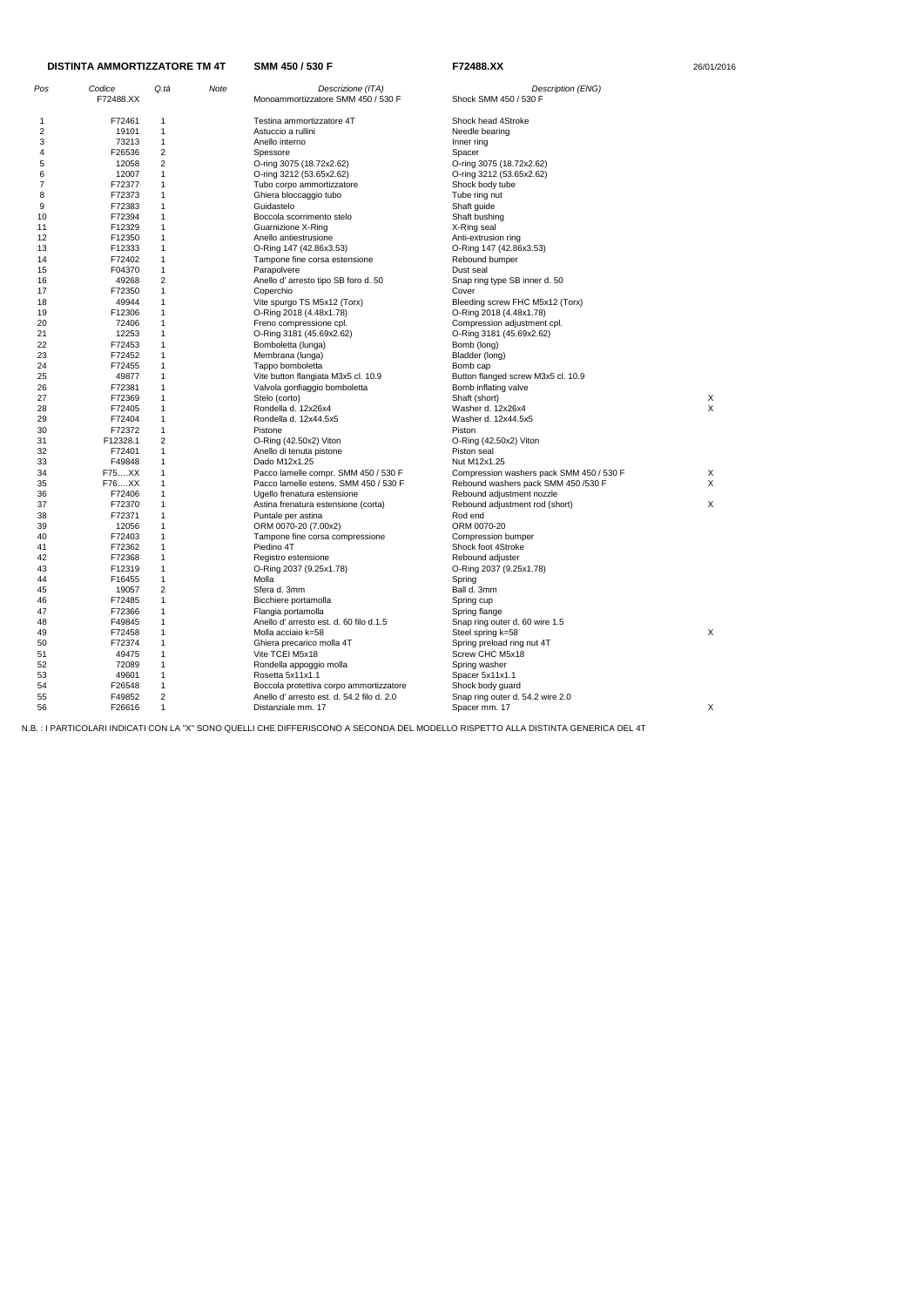**DISTINTA AMMORTIZZATORE TM 4T** **SMM 450 / 530 F** **F72488.XX** 26/01/2016

| Pos | Codice | Q.tà | Note | Descrizione (ITA) | Description (ENG) | |
|---|---|---|---|---|---|---|
| | F72488.XX | | | Monoammortizzatore SMM 450 / 530 F | Shock SMM 450 / 530 F | |
| 1 | F72461 | 1 | | Testina ammortizzatore 4T | Shock head 4Stroke | |
| 2 | 19101 | 1 | | Astuccio a rullini | Needle bearing | |
| 3 | 73213 | 1 | | Anello interno | Inner ring | |
| 4 | F26536 | 2 | | Spessore | Spacer | |
| 5 | 12058 | 2 | | O-ring 3075 (18.72x2.62) | O-ring 3075 (18.72x2.62) | |
| 6 | 12007 | 1 | | O-ring 3212 (53.65x2.62) | O-ring 3212 (53.65x2.62) | |
| 7 | F72377 | 1 | | Tubo corpo ammortizzatore | Shock body tube | |
| 8 | F72373 | 1 | | Ghiera bloccaggio tubo | Tube ring nut | |
| 9 | F72383 | 1 | | Guidastelo | Shaft guide | |
| 10 | F72394 | 1 | | Boccola scorrimento stelo | Shaft bushing | |
| 11 | F12329 | 1 | | Guarnizione X-Ring | X-Ring seal | |
| 12 | F12350 | 1 | | Anello antiestrusione | Anti-extrusion ring | |
| 13 | F12333 | 1 | | O-Ring 147 (42.86x3.53) | O-Ring 147 (42.86x3.53) | |
| 14 | F72402 | 1 | | Tampone fine corsa estensione | Rebound bumper | |
| 15 | F04370 | 1 | | Parapolvere | Dust seal | |
| 16 | 49268 | 2 | | Anello d' arresto tipo SB foro d. 50 | Snap ring type SB inner d. 50 | |
| 17 | F72350 | 1 | | Coperchio | Cover | |
| 18 | 49944 | 1 | | Vite spurgo TS M5x12 (Torx) | Bleeding screw FHC M5x12 (Torx) | |
| 19 | F12306 | 1 | | O-Ring 2018 (4.48x1.78) | O-Ring 2018 (4.48x1.78) | |
| 20 | 72406 | 1 | | Freno compressione cpl. | Compression adjustment cpl. | |
| 21 | 12253 | 1 | | O-Ring 3181 (45.69x2.62) | O-Ring 3181 (45.69x2.62) | |
| 22 | F72453 | 1 | | Bomboletta (lunga) | Bomb (long) | |
| 23 | F72452 | 1 | | Membrana (lunga) | Bladder (long) | |
| 24 | F72455 | 1 | | Tappo bomboletta | Bomb cap | |
| 25 | 49877 | 1 | | Vite button flangiata M3x5 cl. 10.9 | Button flanged screw M3x5 cl. 10.9 | |
| 26 | F72381 | 1 | | Valvola gonfiaggio bomboletta | Bomb inflating valve | |
| 27 | F72369 | 1 | | Stelo (corto) | Shaft (short) | X |
| 28 | F72405 | 1 | | Rondella d. 12x26x4 | Washer d. 12x26x4 | X |
| 29 | F72404 | 1 | | Rondella d. 12x44.5x5 | Washer d. 12x44.5x5 | |
| 30 | F72372 | 1 | | Pistone | Piston | |
| 31 | F12328.1 | 2 | | O-Ring (42.50x2) Viton | O-Ring (42.50x2) Viton | |
| 32 | F72401 | 1 | | Anello di tenuta pistone | Piston seal | |
| 33 | F49848 | 1 | | Dado M12x1.25 | Nut M12x1.25 | |
| 34 | F75….XX | 1 | | Pacco lamelle compr. SMM 450 / 530 F | Compression washers pack SMM 450 / 530 F | X |
| 35 | F76….XX | 1 | | Pacco lamelle estens. SMM 450 / 530 F | Rebound washers pack SMM 450 /530 F | X |
| 36 | F72406 | 1 | | Ugello frenatura estensione | Rebound adjustment nozzle | |
| 37 | F72370 | 1 | | Astina frenatura estensione (corta) | Rebound adjustment rod (short) | X |
| 38 | F72371 | 1 | | Puntale per astina | Rod end | |
| 39 | 12056 | 1 | | ORM 0070-20 (7.00x2) | ORM 0070-20 | |
| 40 | F72403 | 1 | | Tampone fine corsa compressione | Compression bumper | |
| 41 | F72362 | 1 | | Piedino 4T | Shock foot 4Stroke | |
| 42 | F72368 | 1 | | Registro estensione | Rebound adjuster | |
| 43 | F12319 | 1 | | O-Ring 2037 (9.25x1.78) | O-Ring 2037 (9.25x1.78) | |
| 44 | F16455 | 1 | | Molla | Spring | |
| 45 | 19057 | 2 | | Sfera d. 3mm | Ball d. 3mm | |
| 46 | F72485 | 1 | | Bicchiere portamolla | Spring cup | |
| 47 | F72366 | 1 | | Flangia portamolla | Spring flange | |
| 48 | F49845 | 1 | | Anello d' arresto est. d. 60 filo d.1.5 | Snap ring outer d. 60 wire 1.5 | |
| 49 | F72458 | 1 | | Molla acciaio k=58 | Steel spring k=58 | X |
| 50 | F72374 | 1 | | Ghiera precarico molla 4T | Spring preload ring nut 4T | |
| 51 | 49475 | 1 | | Vite TCEI M5x18 | Screw CHC M5x18 | |
| 52 | 72089 | 1 | | Rondella appoggio molla | Spring washer | |
| 53 | 49601 | 1 | | Rosetta 5x11x1.1 | Spacer 5x11x1.1 | |
| 54 | F26548 | 1 | | Boccola protettiva corpo ammortizzatore | Shock body guard | |
| 55 | F49852 | 2 | | Anello d' arresto est. d. 54.2 filo d. 2.0 | Snap ring outer d. 54.2 wire 2.0 | |
| 56 | F26616 | 1 | | Distanziale mm. 17 | Spacer mm. 17 | X |

N.B. : I PARTICOLARI INDICATI CON LA "X" SONO QUELLI CHE DIFFERISCONO A SECONDA DEL MODELLO RISPETTO ALLA DISTINTA GENERICA DEL 4T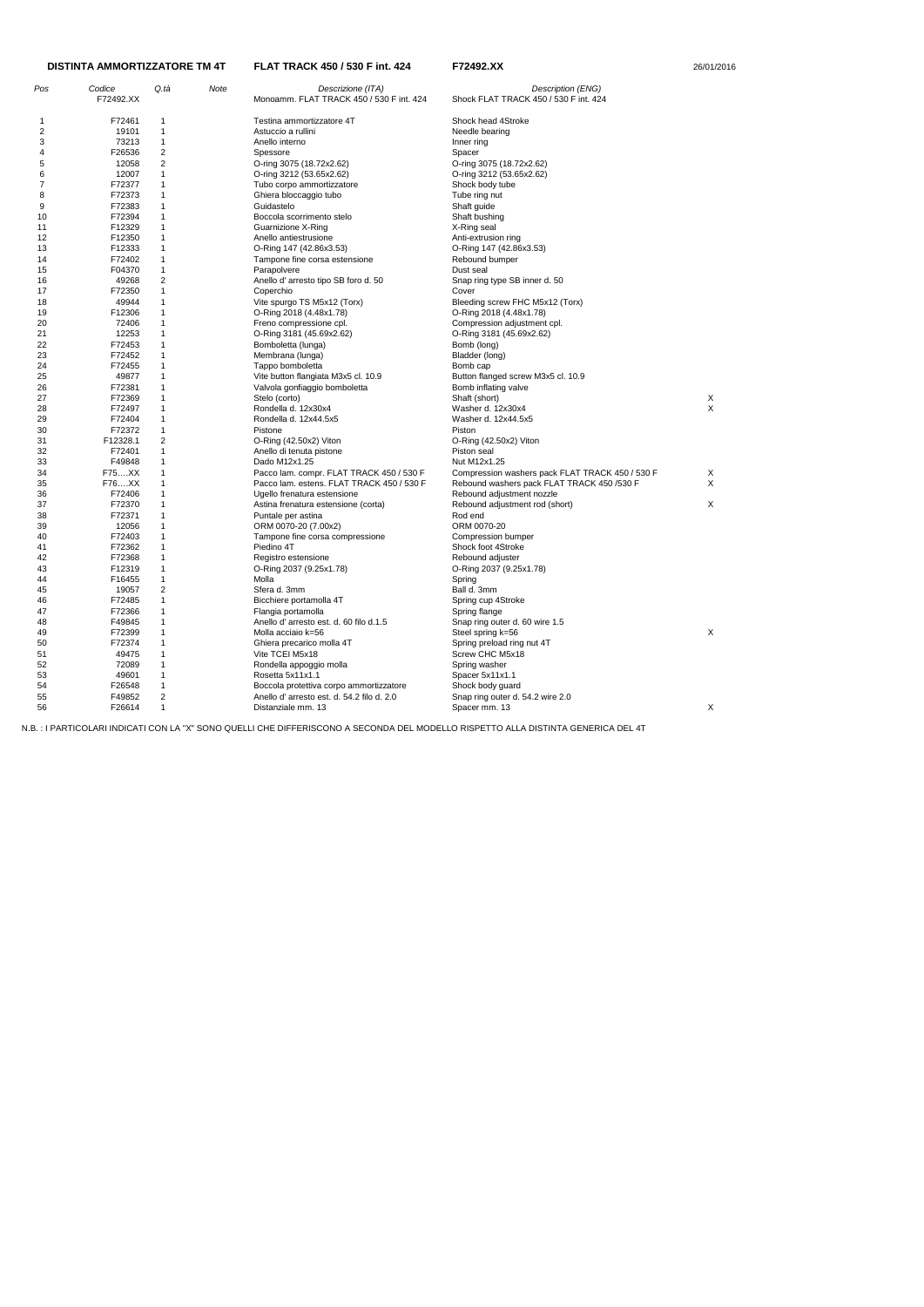**DISTINTA AMMORTIZZATORE TM 4T** **FLAT TRACK 450 / 530 F int. 424** **F72492.XX** 26/01/2016

| Pos | Codice | Q.tà | Note | Descrizione (ITA) | Description (ENG) | |
|---|---|---|---|---|---|---|
| | F72492.XX | | | Monoamm. FLAT TRACK 450 / 530 F int. 424 | Shock FLAT TRACK 450 / 530 F int. 424 | |
| 1 | F72461 | 1 | | Testina ammortizzatore 4T | Shock head 4Stroke | |
| 2 | 19101 | 1 | | Astuccio a rullini | Needle bearing | |
| 3 | 73213 | 1 | | Anello interno | Inner ring | |
| 4 | F26536 | 2 | | Spessore | Spacer | |
| 5 | 12058 | 2 | | O-ring 3075 (18.72x2.62) | O-ring 3075 (18.72x2.62) | |
| 6 | 12007 | 1 | | O-ring 3212 (53.65x2.62) | O-ring 3212 (53.65x2.62) | |
| 7 | F72377 | 1 | | Tubo corpo ammortizzatore | Shock body tube | |
| 8 | F72373 | 1 | | Ghiera bloccaggio tubo | Tube ring nut | |
| 9 | F72383 | 1 | | Guidastelo | Shaft guide | |
| 10 | F72394 | 1 | | Boccola scorrimento stelo | Shaft bushing | |
| 11 | F12329 | 1 | | Guarnizione X-Ring | X-Ring seal | |
| 12 | F12350 | 1 | | Anello antiestrusione | Anti-extrusion ring | |
| 13 | F12333 | 1 | | O-Ring 147 (42.86x3.53) | O-Ring 147 (42.86x3.53) | |
| 14 | F72402 | 1 | | Tampone fine corsa estensione | Rebound bumper | |
| 15 | F04370 | 1 | | Parapolvere | Dust seal | |
| 16 | 49268 | 2 | | Anello d' arresto tipo SB foro d. 50 | Snap ring type SB inner d. 50 | |
| 17 | F72350 | 1 | | Coperchio | Cover | |
| 18 | 49944 | 1 | | Vite spurgo TS M5x12 (Torx) | Bleeding screw FHC M5x12 (Torx) | |
| 19 | F12306 | 1 | | O-Ring 2018 (4.48x1.78) | O-Ring 2018 (4.48x1.78) | |
| 20 | 72406 | 1 | | Freno compressione cpl. | Compression adjustment cpl. | |
| 21 | 12253 | 1 | | O-Ring 3181 (45.69x2.62) | O-Ring 3181 (45.69x2.62) | |
| 22 | F72453 | 1 | | Bomboletta (lunga) | Bomb (long) | |
| 23 | F72452 | 1 | | Membrana (lunga) | Bladder (long) | |
| 24 | F72455 | 1 | | Tappo bomboletta | Bomb cap | |
| 25 | 49877 | 1 | | Vite button flangiata M3x5 cl. 10.9 | Button flanged screw M3x5 cl. 10.9 | |
| 26 | F72381 | 1 | | Valvola gonfiaggio bomboletta | Bomb inflating valve | |
| 27 | F72369 | 1 | | Stelo (corto) | Shaft (short) | X |
| 28 | F72497 | 1 | | Rondella d. 12x30x4 | Washer d. 12x30x4 | X |
| 29 | F72404 | 1 | | Rondella d. 12x44.5x5 | Washer d. 12x44.5x5 | |
| 30 | F72372 | 1 | | Pistone | Piston | |
| 31 | F12328.1 | 2 | | O-Ring (42.50x2) Viton | O-Ring (42.50x2) Viton | |
| 32 | F72401 | 1 | | Anello di tenuta pistone | Piston seal | |
| 33 | F49848 | 1 | | Dado M12x1.25 | Nut M12x1.25 | |
| 34 | F75….XX | 1 | | Pacco lam. compr. FLAT TRACK 450 / 530 F | Compression washers pack FLAT TRACK 450 / 530 F | X |
| 35 | F76….XX | 1 | | Pacco lam. estens. FLAT TRACK 450 / 530 F | Rebound washers pack FLAT TRACK 450 /530 F | X |
| 36 | F72406 | 1 | | Ugello frenatura estensione | Rebound adjustment nozzle | |
| 37 | F72370 | 1 | | Astina frenatura estensione (corta) | Rebound adjustment rod (short) | X |
| 38 | F72371 | 1 | | Puntale per astina | Rod end | |
| 39 | 12056 | 1 | | ORM 0070-20 (7.00x2) | ORM 0070-20 | |
| 40 | F72403 | 1 | | Tampone fine corsa compressione | Compression bumper | |
| 41 | F72362 | 1 | | Piedino 4T | Shock foot 4Stroke | |
| 42 | F72368 | 1 | | Registro estensione | Rebound adjuster | |
| 43 | F12319 | 1 | | O-Ring 2037 (9.25x1.78) | O-Ring 2037 (9.25x1.78) | |
| 44 | F16455 | 1 | | Molla | Spring | |
| 45 | 19057 | 2 | | Sfera d. 3mm | Ball d. 3mm | |
| 46 | F72485 | 1 | | Bicchiere portamolla 4T | Spring cup 4Stroke | |
| 47 | F72366 | 1 | | Flangia portamolla | Spring flange | |
| 48 | F49845 | 1 | | Anello d' arresto est. d. 60 filo d.1.5 | Snap ring outer d. 60 wire 1.5 | |
| 49 | F72399 | 1 | | Molla acciaio k=56 | Steel spring k=56 | X |
| 50 | F72374 | 1 | | Ghiera precarico molla 4T | Spring preload ring nut 4T | |
| 51 | 49475 | 1 | | Vite TCEI M5x18 | Screw CHC M5x18 | |
| 52 | 72089 | 1 | | Rondella appoggio molla | Spring washer | |
| 53 | 49601 | 1 | | Rosetta 5x11x1.1 | Spacer 5x11x1.1 | |
| 54 | F26548 | 1 | | Boccola protettiva corpo ammortizzatore | Shock body guard | |
| 55 | F49852 | 2 | | Anello d' arresto est. d. 54.2 filo d. 2.0 | Snap ring outer d. 54.2 wire 2.0 | |
| 56 | F26614 | 1 | | Distanziale mm. 13 | Spacer mm. 13 | X |

N.B. : I PARTICOLARI INDICATI CON LA "X" SONO QUELLI CHE DIFFERISCONO A SECONDA DEL MODELLO RISPETTO ALLA DISTINTA GENERICA DEL 4T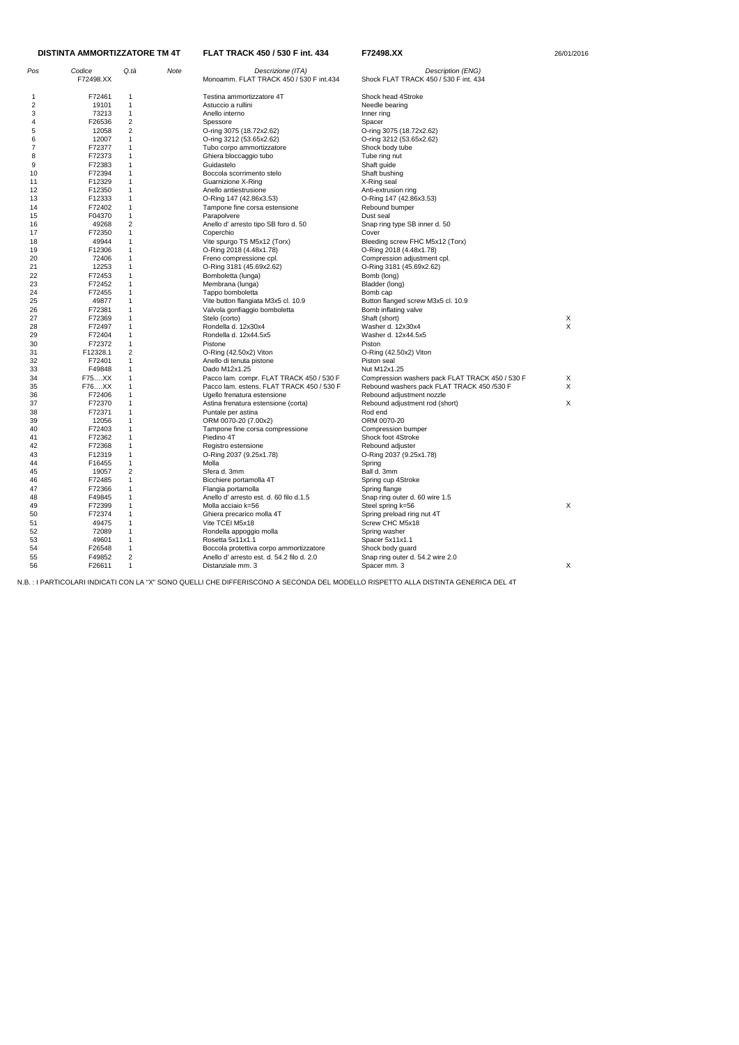**DISTINTA AMMORTIZZATORE TM 4T** **FLAT TRACK 450 / 530 F int. 434** **F72498.XX** 26/01/2016

| Pos | Codice | Q.tà | Note | Descrizione (ITA) | Description (ENG) | |
|---|---|---|---|---|---|---|
| | F72498.XX | | | Monoamm. FLAT TRACK 450 / 530 F int.434 | Shock FLAT TRACK 450 / 530 F int. 434 | |
| 1 | F72461 | 1 | | Testina ammortizzatore 4T | Shock head 4Stroke | |
| 2 | 19101 | 1 | | Astuccio a rullini | Needle bearing | |
| 3 | 73213 | 1 | | Anello interno | Inner ring | |
| 4 | F26536 | 2 | | Spessore | Spacer | |
| 5 | 12058 | 2 | | O-ring 3075 (18.72x2.62) | O-ring 3075 (18.72x2.62) | |
| 6 | 12007 | 1 | | O-ring 3212 (53.65x2.62) | O-ring 3212 (53.65x2.62) | |
| 7 | F72377 | 1 | | Tubo corpo ammortizzatore | Shock body tube | |
| 8 | F72373 | 1 | | Ghiera bloccaggio tubo | Tube ring nut | |
| 9 | F72383 | 1 | | Guidastelo | Shaft guide | |
| 10 | F72394 | 1 | | Boccola scorrimento stelo | Shaft bushing | |
| 11 | F12329 | 1 | | Guarnizione X-Ring | X-Ring seal | |
| 12 | F12350 | 1 | | Anello antiestrusione | Anti-extrusion ring | |
| 13 | F12333 | 1 | | O-Ring 147 (42.86x3.53) | O-Ring 147 (42.86x3.53) | |
| 14 | F72402 | 1 | | Tampone fine corsa estensione | Rebound bumper | |
| 15 | F04370 | 1 | | Parapolvere | Dust seal | |
| 16 | 49268 | 2 | | Anello d' arresto tipo SB foro d. 50 | Snap ring type SB inner d. 50 | |
| 17 | F72350 | 1 | | Coperchio | Cover | |
| 18 | 49944 | 1 | | Vite spurgo TS M5x12 (Torx) | Bleeding screw FHC M5x12 (Torx) | |
| 19 | F12306 | 1 | | O-Ring 2018 (4.48x1.78) | O-Ring 2018 (4.48x1.78) | |
| 20 | 72406 | 1 | | Freno compressione cpl. | Compression adjustment cpl. | |
| 21 | 12253 | 1 | | O-Ring 3181 (45.69x2.62) | O-Ring 3181 (45.69x2.62) | |
| 22 | F72453 | 1 | | Bomboletta (lunga) | Bomb (long) | |
| 23 | F72452 | 1 | | Membrana (lunga) | Bladder (long) | |
| 24 | F72455 | 1 | | Tappo bomboletta | Bomb cap | |
| 25 | 49877 | 1 | | Vite button flangiata M3x5 cl. 10.9 | Button flanged screw M3x5 cl. 10.9 | |
| 26 | F72381 | 1 | | Valvola gonfiaggio bomboletta | Bomb inflating valve | |
| 27 | F72369 | 1 | | Stelo (corto) | Shaft (short) | X |
| 28 | F72497 | 1 | | Rondella d. 12x30x4 | Washer d. 12x30x4 | X |
| 29 | F72404 | 1 | | Rondella d. 12x44.5x5 | Washer d. 12x44.5x5 | |
| 30 | F72372 | 1 | | Pistone | Piston | |
| 31 | F12328.1 | 2 | | O-Ring (42.50x2) Viton | O-Ring (42.50x2) Viton | |
| 32 | F72401 | 1 | | Anello di tenuta pistone | Piston seal | |
| 33 | F49848 | 1 | | Dado M12x1.25 | Nut M12x1.25 | |
| 34 | F75….XX | 1 | | Pacco lam. compr. FLAT TRACK 450 / 530 F | Compression washers pack FLAT TRACK 450 / 530 F | X |
| 35 | F76….XX | 1 | | Pacco lam. estens. FLAT TRACK 450 / 530 F | Rebound washers pack FLAT TRACK 450 /530 F | X |
| 36 | F72406 | 1 | | Ugello frenatura estensione | Rebound adjustment nozzle | |
| 37 | F72370 | 1 | | Astina frenatura estensione (corta) | Rebound adjustment rod (short) | X |
| 38 | F72371 | 1 | | Puntale per astina | Rod end | |
| 39 | 12056 | 1 | | ORM 0070-20 (7.00x2) | ORM 0070-20 | |
| 40 | F72403 | 1 | | Tampone fine corsa compressione | Compression bumper | |
| 41 | F72362 | 1 | | Piedino 4T | Shock foot 4Stroke | |
| 42 | F72368 | 1 | | Registro estensione | Rebound adjuster | |
| 43 | F12319 | 1 | | O-Ring 2037 (9.25x1.78) | O-Ring 2037 (9.25x1.78) | |
| 44 | F16455 | 1 | | Molla | Spring | |
| 45 | 19057 | 2 | | Sfera d. 3mm | Ball d. 3mm | |
| 46 | F72485 | 1 | | Bicchiere portamolla 4T | Spring cup 4Stroke | |
| 47 | F72366 | 1 | | Flangia portamolla | Spring flange | |
| 48 | F49845 | 1 | | Anello d' arresto est. d. 60 filo d.1.5 | Snap ring outer d. 60 wire 1.5 | |
| 49 | F72399 | 1 | | Molla acciaio k=56 | Steel spring k=56 | X |
| 50 | F72374 | 1 | | Ghiera precarico molla 4T | Spring preload ring nut 4T | |
| 51 | 49475 | 1 | | Vite TCEI M5x18 | Screw CHC M5x18 | |
| 52 | 72089 | 1 | | Rondella appoggio molla | Spring washer | |
| 53 | 49601 | 1 | | Rosetta 5x11x1.1 | Spacer 5x11x1.1 | |
| 54 | F26548 | 1 | | Boccola protettiva corpo ammortizzatore | Shock body guard | |
| 55 | F49852 | 2 | | Anello d' arresto est. d. 54.2 filo d. 2.0 | Snap ring outer d. 54.2 wire 2.0 | |
| 56 | F26611 | 1 | | Distanziale mm. 3 | Spacer mm. 3 | X |

N.B. : I PARTICOLARI INDICATI CON LA "X" SONO QUELLI CHE DIFFERISCONO A SECONDA DEL MODELLO RISPETTO ALLA DISTINTA GENERICA DEL 4T